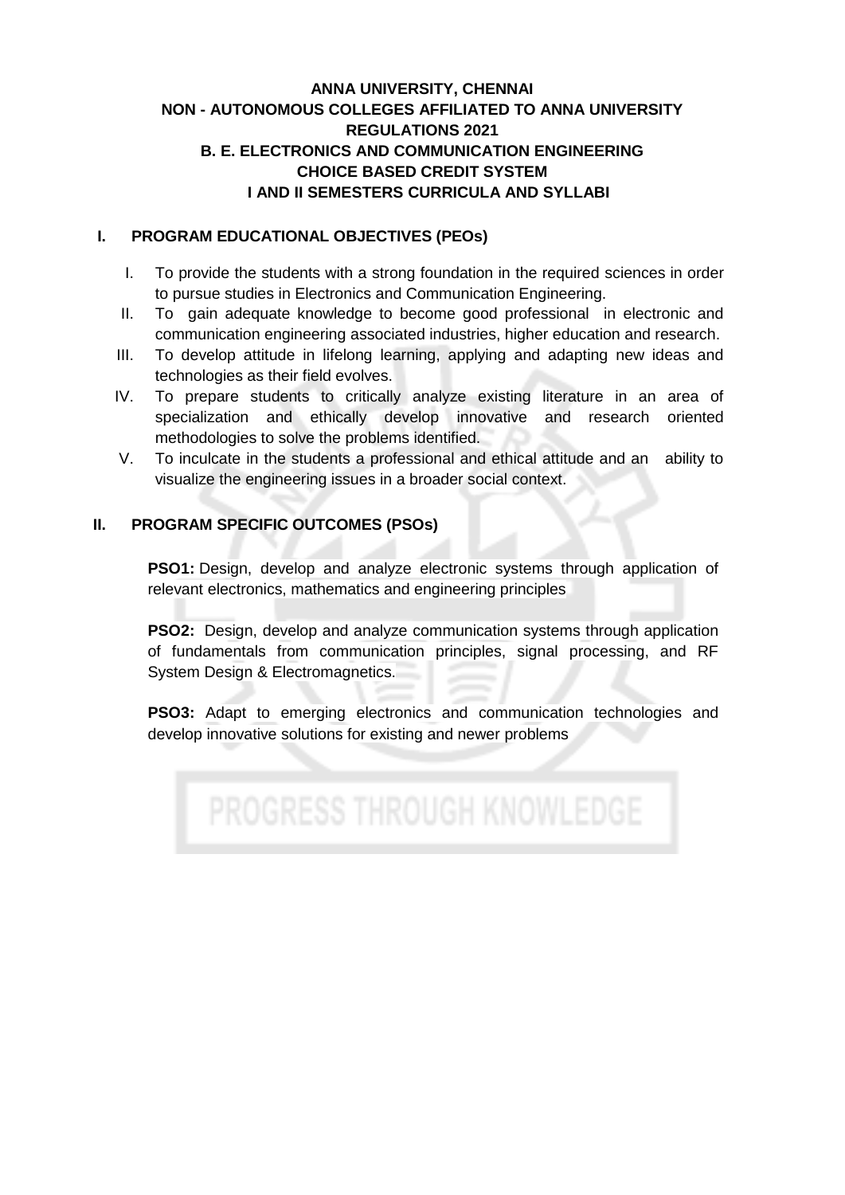# ANNA UNIVERSITY, CHENNAI
## NON - AUTONOMOUS COLLEGES AFFILIATED TO ANNA UNIVERSITY
## REGULATIONS 2021
## B. E. ELECTRONICS AND COMMUNICATION ENGINEERING
## CHOICE BASED CREDIT SYSTEM
## I AND II SEMESTERS CURRICULA AND SYLLABI

## I. PROGRAM EDUCATIONAL OBJECTIVES (PEOs)

I. To provide the students with a strong foundation in the required sciences in order to pursue studies in Electronics and Communication Engineering.

II. To gain adequate knowledge to become good professional in electronic and communication engineering associated industries, higher education and research.

III. To develop attitude in lifelong learning, applying and adapting new ideas and technologies as their field evolves.

IV. To prepare students to critically analyze existing literature in an area of specialization and ethically develop innovative and research oriented methodologies to solve the problems identified.

V. To inculcate in the students a professional and ethical attitude and an ability to visualize the engineering issues in a broader social context.

## II. PROGRAM SPECIFIC OUTCOMES (PSOs)

**PSO1:** Design, develop and analyze electronic systems through application of relevant electronics, mathematics and engineering principles

**PSO2:** Design, develop and analyze communication systems through application of fundamentals from communication principles, signal processing, and RF System Design & Electromagnetics.

**PSO3:** Adapt to emerging electronics and communication technologies and develop innovative solutions for existing and newer problems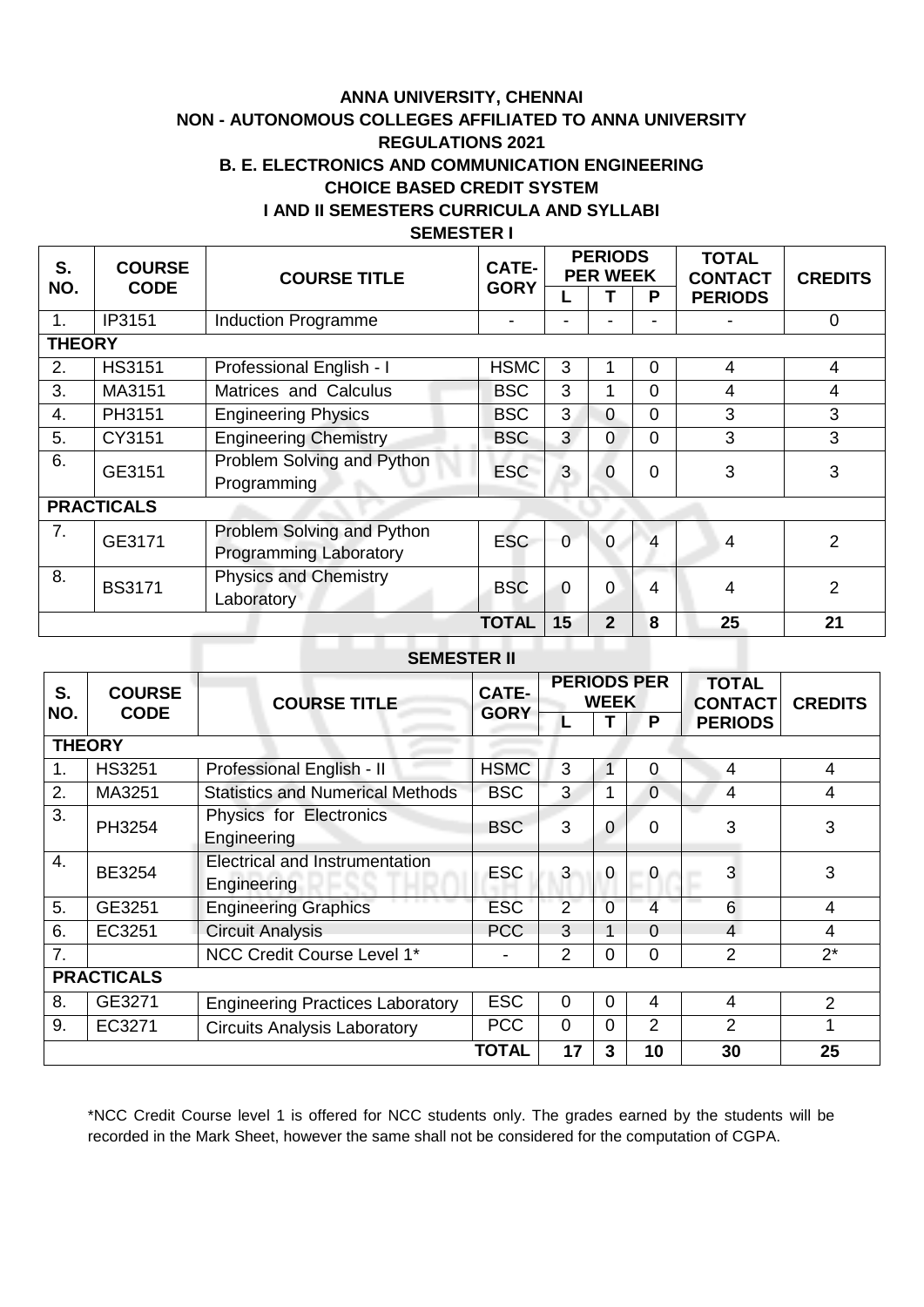**ANNA UNIVERSITY, CHENNAI**

**NON - AUTONOMOUS COLLEGES AFFILIATED TO ANNA UNIVERSITY**

**REGULATIONS 2021**

**B. E. ELECTRONICS AND COMMUNICATION ENGINEERING**

**CHOICE BASED CREDIT SYSTEM**

**I AND II SEMESTERS CURRICULA AND SYLLABI**

**SEMESTER I**

| S. NO. | COURSE CODE | COURSE TITLE | CATE-GORY | PERIODS PER WEEK | | | TOTAL CONTACT PERIODS | CREDITS |
|---|---|---|---|---|---|---|---|---|
| | | | | L | T | P | | |
| 1. | IP3151 | Induction Programme | - | - | - | - | - | 0 |
| **THEORY** | | | | | | | | |
| 2. | HS3151 | Professional English - I | HSMC | 3 | 1 | 0 | 4 | 4 |
| 3. | MA3151 | Matrices and Calculus | BSC | 3 | 1 | 0 | 4 | 4 |
| 4. | PH3151 | Engineering Physics | BSC | 3 | 0 | 0 | 3 | 3 |
| 5. | CY3151 | Engineering Chemistry | BSC | 3 | 0 | 0 | 3 | 3 |
| 6. | GE3151 | Problem Solving and Python Programming | ESC | 3 | 0 | 0 | 3 | 3 |
| **PRACTICALS** | | | | | | | | |
| 7. | GE3171 | Problem Solving and Python Programming Laboratory | ESC | 0 | 0 | 4 | 4 | 2 |
| 8. | BS3171 | Physics and Chemistry Laboratory | BSC | 0 | 0 | 4 | 4 | 2 |
| | | | **TOTAL** | **15** | **2** | **8** | **25** | **21** |

**SEMESTER II**

| S. NO. | COURSE CODE | COURSE TITLE | CATE-GORY | PERIODS PER WEEK | | | TOTAL CONTACT PERIODS | CREDITS |
|---|---|---|---|---|---|---|---|---|
| | | | | L | T | P | | |
| **THEORY** | | | | | | | | |
| 1. | HS3251 | Professional English - II | HSMC | 3 | 1 | 0 | 4 | 4 |
| 2. | MA3251 | Statistics and Numerical Methods | BSC | 3 | 1 | 0 | 4 | 4 |
| 3. | PH3254 | Physics for Electronics Engineering | BSC | 3 | 0 | 0 | 3 | 3 |
| 4. | BE3254 | Electrical and Instrumentation Engineering | ESC | 3 | 0 | 0 | 3 | 3 |
| 5. | GE3251 | Engineering Graphics | ESC | 2 | 0 | 4 | 6 | 4 |
| 6. | EC3251 | Circuit Analysis | PCC | 3 | 1 | 0 | 4 | 4 |
| 7. | | NCC Credit Course Level 1* | - | 2 | 0 | 0 | 2 | 2* |
| **PRACTICALS** | | | | | | | | |
| 8. | GE3271 | Engineering Practices Laboratory | ESC | 0 | 0 | 4 | 4 | 2 |
| 9. | EC3271 | Circuits Analysis Laboratory | PCC | 0 | 0 | 2 | 2 | 1 |
| | | | **TOTAL** | **17** | **3** | **10** | **30** | **25** |

*NCC Credit Course level 1 is offered for NCC students only. The grades earned by the students will be recorded in the Mark Sheet, however the same shall not be considered for the computation of CGPA.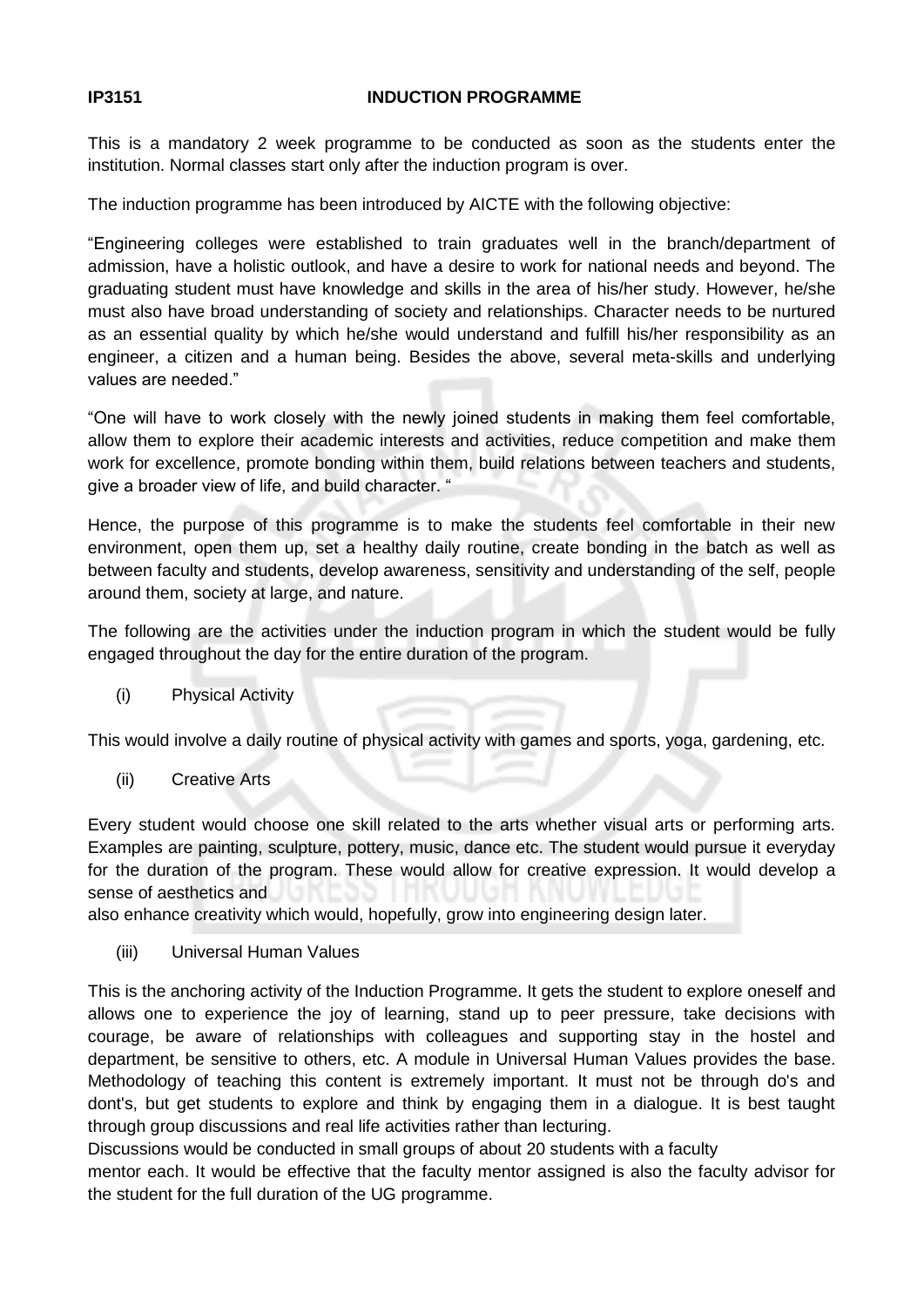**IP3151 INDUCTION PROGRAMME**

This is a mandatory 2 week programme to be conducted as soon as the students enter the institution. Normal classes start only after the induction program is over.

The induction programme has been introduced by AICTE with the following objective:

"Engineering colleges were established to train graduates well in the branch/department of admission, have a holistic outlook, and have a desire to work for national needs and beyond. The graduating student must have knowledge and skills in the area of his/her study. However, he/she must also have broad understanding of society and relationships. Character needs to be nurtured as an essential quality by which he/she would understand and fulfill his/her responsibility as an engineer, a citizen and a human being. Besides the above, several meta-skills and underlying values are needed."

"One will have to work closely with the newly joined students in making them feel comfortable, allow them to explore their academic interests and activities, reduce competition and make them work for excellence, promote bonding within them, build relations between teachers and students, give a broader view of life, and build character. "

Hence, the purpose of this programme is to make the students feel comfortable in their new environment, open them up, set a healthy daily routine, create bonding in the batch as well as between faculty and students, develop awareness, sensitivity and understanding of the self, people around them, society at large, and nature.

The following are the activities under the induction program in which the student would be fully engaged throughout the day for the entire duration of the program.

(i) Physical Activity

This would involve a daily routine of physical activity with games and sports, yoga, gardening, etc.

(ii) Creative Arts

Every student would choose one skill related to the arts whether visual arts or performing arts. Examples are painting, sculpture, pottery, music, dance etc. The student would pursue it everyday for the duration of the program. These would allow for creative expression. It would develop a sense of aesthetics and
also enhance creativity which would, hopefully, grow into engineering design later.

(iii) Universal Human Values

This is the anchoring activity of the Induction Programme. It gets the student to explore oneself and allows one to experience the joy of learning, stand up to peer pressure, take decisions with courage, be aware of relationships with colleagues and supporting stay in the hostel and department, be sensitive to others, etc. A module in Universal Human Values provides the base. Methodology of teaching this content is extremely important. It must not be through do's and dont's, but get students to explore and think by engaging them in a dialogue. It is best taught through group discussions and real life activities rather than lecturing.
Discussions would be conducted in small groups of about 20 students with a faculty
mentor each. It would be effective that the faculty mentor assigned is also the faculty advisor for the student for the full duration of the UG programme.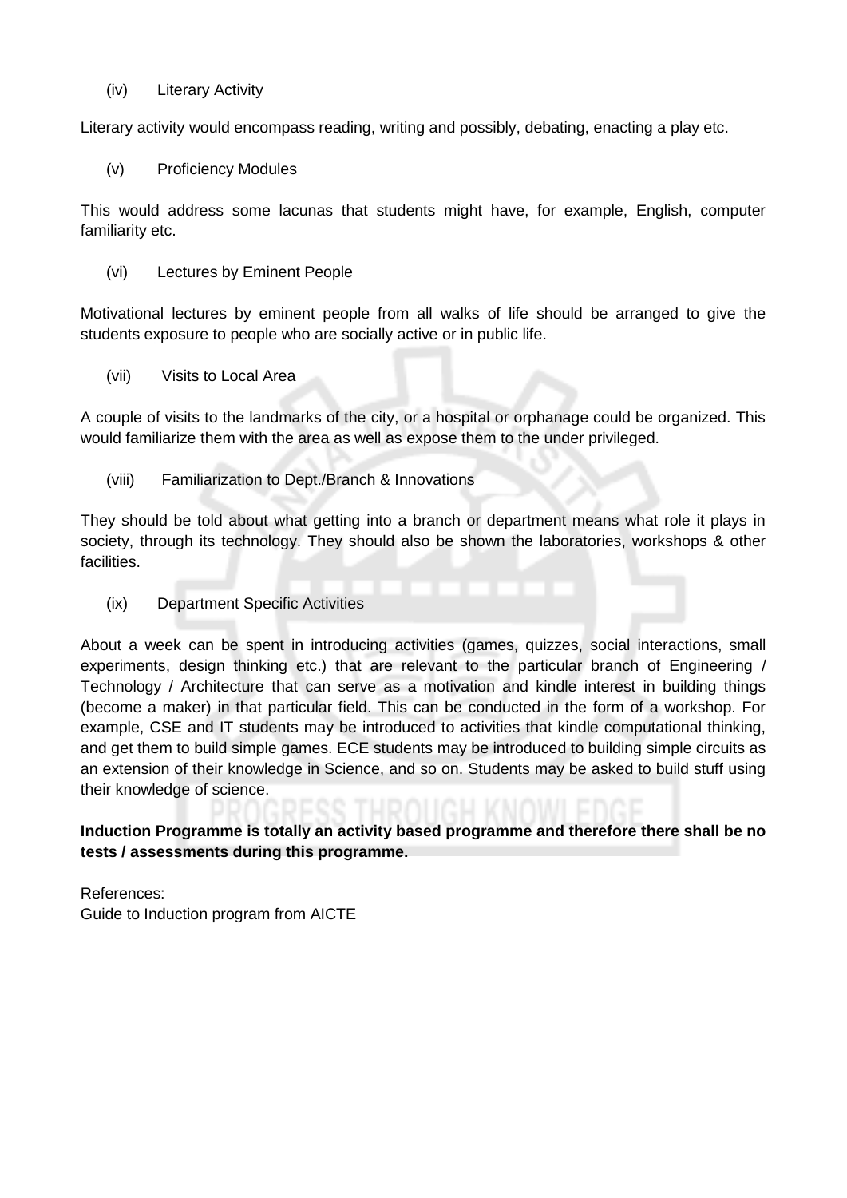(iv) Literary Activity

Literary activity would encompass reading, writing and possibly, debating, enacting a play etc.

(v) Proficiency Modules

This would address some lacunas that students might have, for example, English, computer familiarity etc.

(vi) Lectures by Eminent People

Motivational lectures by eminent people from all walks of life should be arranged to give the students exposure to people who are socially active or in public life.

(vii) Visits to Local Area

A couple of visits to the landmarks of the city, or a hospital or orphanage could be organized. This would familiarize them with the area as well as expose them to the under privileged.

(viii) Familiarization to Dept./Branch & Innovations

They should be told about what getting into a branch or department means what role it plays in society, through its technology. They should also be shown the laboratories, workshops & other facilities.

(ix) Department Specific Activities

About a week can be spent in introducing activities (games, quizzes, social interactions, small experiments, design thinking etc.) that are relevant to the particular branch of Engineering / Technology / Architecture that can serve as a motivation and kindle interest in building things (become a maker) in that particular field. This can be conducted in the form of a workshop. For example, CSE and IT students may be introduced to activities that kindle computational thinking, and get them to build simple games. ECE students may be introduced to building simple circuits as an extension of their knowledge in Science, and so on. Students may be asked to build stuff using their knowledge of science.

**Induction Programme is totally an activity based programme and therefore there shall be no tests / assessments during this programme.**

References:
Guide to Induction program from AICTE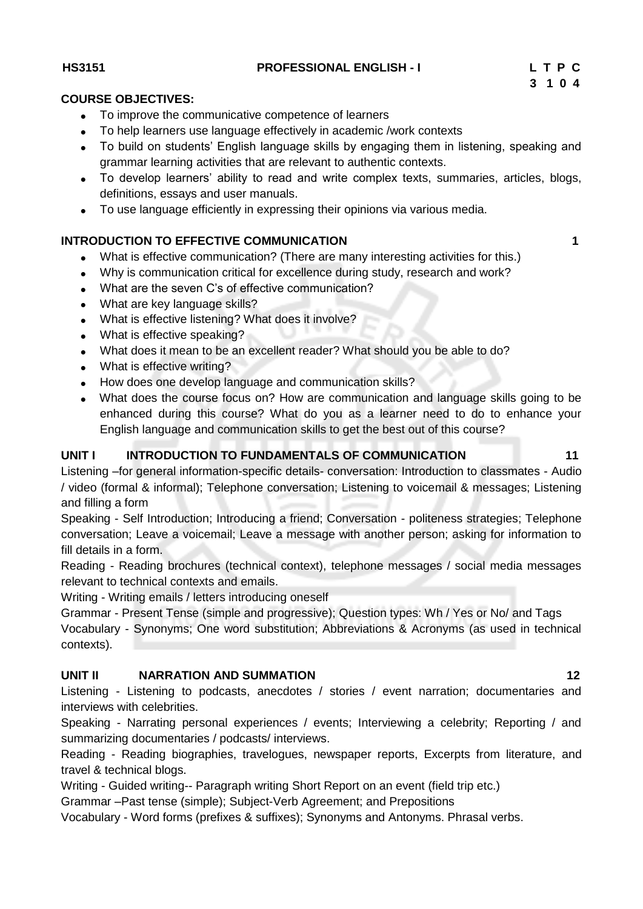**HS3151 PROFESSIONAL ENGLISH - I**

| L | T | P | C |
|---|---|---|---|
| 3 | 1 | 0 | 4 |

**COURSE OBJECTIVES:**

- To improve the communicative competence of learners
- To help learners use language effectively in academic /work contexts
- To build on students' English language skills by engaging them in listening, speaking and grammar learning activities that are relevant to authentic contexts.
- To develop learners' ability to read and write complex texts, summaries, articles, blogs, definitions, essays and user manuals.
- To use language efficiently in expressing their opinions via various media.

**INTRODUCTION TO EFFECTIVE COMMUNICATION 1**

- What is effective communication? (There are many interesting activities for this.)
- Why is communication critical for excellence during study, research and work?
- What are the seven C's of effective communication?
- What are key language skills?
- What is effective listening? What does it involve?
- What is effective speaking?
- What does it mean to be an excellent reader? What should you be able to do?
- What is effective writing?
- How does one develop language and communication skills?
- What does the course focus on? How are communication and language skills going to be enhanced during this course? What do you as a learner need to do to enhance your English language and communication skills to get the best out of this course?

**UNIT I INTRODUCTION TO FUNDAMENTALS OF COMMUNICATION 11**

Listening –for general information-specific details- conversation: Introduction to classmates - Audio / video (formal & informal); Telephone conversation; Listening to voicemail & messages; Listening and filling a form

Speaking - Self Introduction; Introducing a friend; Conversation - politeness strategies; Telephone conversation; Leave a voicemail; Leave a message with another person; asking for information to fill details in a form.

Reading - Reading brochures (technical context), telephone messages / social media messages relevant to technical contexts and emails.

Writing - Writing emails / letters introducing oneself

Grammar - Present Tense (simple and progressive); Question types: Wh / Yes or No/ and Tags

Vocabulary - Synonyms; One word substitution; Abbreviations & Acronyms (as used in technical contexts).

**UNIT II NARRATION AND SUMMATION 12**

Listening - Listening to podcasts, anecdotes / stories / event narration; documentaries and interviews with celebrities.

Speaking - Narrating personal experiences / events; Interviewing a celebrity; Reporting / and summarizing documentaries / podcasts/ interviews.

Reading - Reading biographies, travelogues, newspaper reports, Excerpts from literature, and travel & technical blogs.

Writing - Guided writing-- Paragraph writing Short Report on an event (field trip etc.)

Grammar –Past tense (simple); Subject-Verb Agreement; and Prepositions

Vocabulary - Word forms (prefixes & suffixes); Synonyms and Antonyms. Phrasal verbs.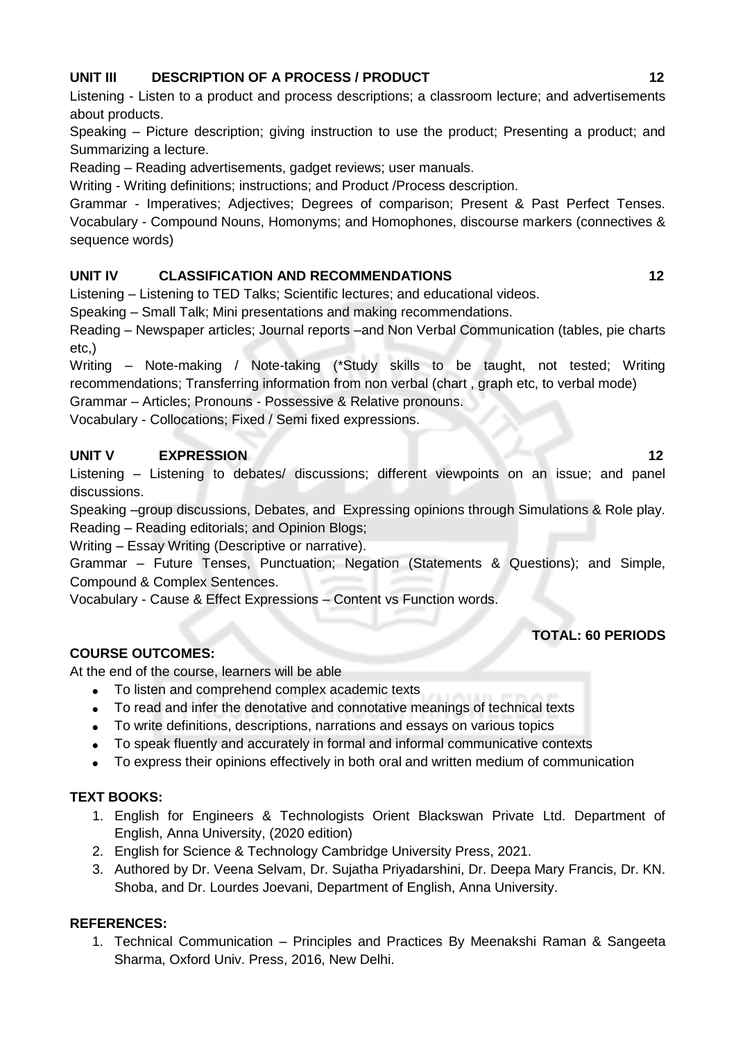**UNIT III DESCRIPTION OF A PROCESS / PRODUCT 12**

Listening - Listen to a product and process descriptions; a classroom lecture; and advertisements about products.

Speaking – Picture description; giving instruction to use the product; Presenting a product; and Summarizing a lecture.

Reading – Reading advertisements, gadget reviews; user manuals.

Writing - Writing definitions; instructions; and Product /Process description.

Grammar - Imperatives; Adjectives; Degrees of comparison; Present & Past Perfect Tenses. Vocabulary - Compound Nouns, Homonyms; and Homophones, discourse markers (connectives & sequence words)

**UNIT IV CLASSIFICATION AND RECOMMENDATIONS 12**

Listening – Listening to TED Talks; Scientific lectures; and educational videos.

Speaking – Small Talk; Mini presentations and making recommendations.

Reading – Newspaper articles; Journal reports –and Non Verbal Communication (tables, pie charts etc,)

Writing – Note-making / Note-taking (*Study skills to be taught, not tested; Writing recommendations; Transferring information from non verbal (chart , graph etc, to verbal mode)

Grammar – Articles; Pronouns - Possessive & Relative pronouns.

Vocabulary - Collocations; Fixed / Semi fixed expressions.

**UNIT V EXPRESSION 12**

Listening – Listening to debates/ discussions; different viewpoints on an issue; and panel discussions.

Speaking –group discussions, Debates, and Expressing opinions through Simulations & Role play.

Reading – Reading editorials; and Opinion Blogs;

Writing – Essay Writing (Descriptive or narrative).

Grammar – Future Tenses, Punctuation; Negation (Statements & Questions); and Simple, Compound & Complex Sentences.

Vocabulary - Cause & Effect Expressions – Content vs Function words.

**TOTAL: 60 PERIODS**

**COURSE OUTCOMES:**

At the end of the course, learners will be able

- To listen and comprehend complex academic texts
- To read and infer the denotative and connotative meanings of technical texts
- To write definitions, descriptions, narrations and essays on various topics
- To speak fluently and accurately in formal and informal communicative contexts
- To express their opinions effectively in both oral and written medium of communication

**TEXT BOOKS:**

1. English for Engineers & Technologists Orient Blackswan Private Ltd. Department of English, Anna University, (2020 edition)
2. English for Science & Technology Cambridge University Press, 2021.
3. Authored by Dr. Veena Selvam, Dr. Sujatha Priyadarshini, Dr. Deepa Mary Francis, Dr. KN. Shoba, and Dr. Lourdes Joevani, Department of English, Anna University.

**REFERENCES:**

1. Technical Communication – Principles and Practices By Meenakshi Raman & Sangeeta Sharma, Oxford Univ. Press, 2016, New Delhi.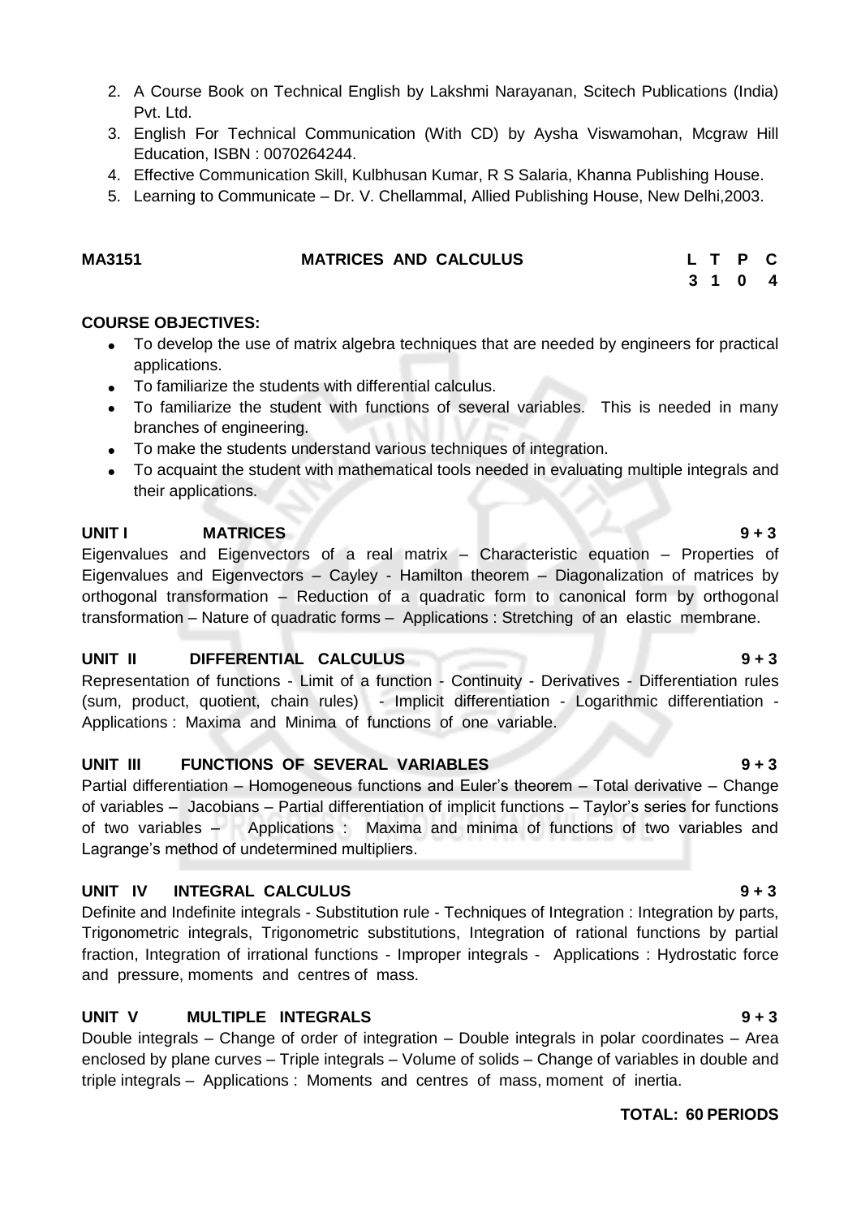2. A Course Book on Technical English by Lakshmi Narayanan, Scitech Publications (India) Pvt. Ltd.
3. English For Technical Communication (With CD) by Aysha Viswamohan, Mcgraw Hill Education, ISBN : 0070264244.
4. Effective Communication Skill, Kulbhusan Kumar, R S Salaria, Khanna Publishing House.
5. Learning to Communicate – Dr. V. Chellammal, Allied Publishing House, New Delhi,2003.

| MA3151 | MATRICES AND CALCULUS | L | T | P | C |
|---|---|---|---|---|---|
| | | 3 | 1 | 0 | 4 |

**COURSE OBJECTIVES:**

- To develop the use of matrix algebra techniques that are needed by engineers for practical applications.
- To familiarize the students with differential calculus.
- To familiarize the student with functions of several variables. This is needed in many branches of engineering.
- To make the students understand various techniques of integration.
- To acquaint the student with mathematical tools needed in evaluating multiple integrals and their applications.

**UNIT I MATRICES 9 + 3**

Eigenvalues and Eigenvectors of a real matrix – Characteristic equation – Properties of Eigenvalues and Eigenvectors – Cayley - Hamilton theorem – Diagonalization of matrices by orthogonal transformation – Reduction of a quadratic form to canonical form by orthogonal transformation – Nature of quadratic forms – Applications : Stretching of an elastic membrane.

**UNIT II DIFFERENTIAL CALCULUS 9 + 3**

Representation of functions - Limit of a function - Continuity - Derivatives - Differentiation rules (sum, product, quotient, chain rules) - Implicit differentiation - Logarithmic differentiation - Applications : Maxima and Minima of functions of one variable.

**UNIT III FUNCTIONS OF SEVERAL VARIABLES 9 + 3**

Partial differentiation – Homogeneous functions and Euler's theorem – Total derivative – Change of variables – Jacobians – Partial differentiation of implicit functions – Taylor's series for functions of two variables – Applications : Maxima and minima of functions of two variables and Lagrange's method of undetermined multipliers.

**UNIT IV INTEGRAL CALCULUS 9 + 3**

Definite and Indefinite integrals - Substitution rule - Techniques of Integration : Integration by parts, Trigonometric integrals, Trigonometric substitutions, Integration of rational functions by partial fraction, Integration of irrational functions - Improper integrals - Applications : Hydrostatic force and pressure, moments and centres of mass.

**UNIT V MULTIPLE INTEGRALS 9 + 3**

Double integrals – Change of order of integration – Double integrals in polar coordinates – Area enclosed by plane curves – Triple integrals – Volume of solids – Change of variables in double and triple integrals – Applications : Moments and centres of mass, moment of inertia.

**TOTAL: 60 PERIODS**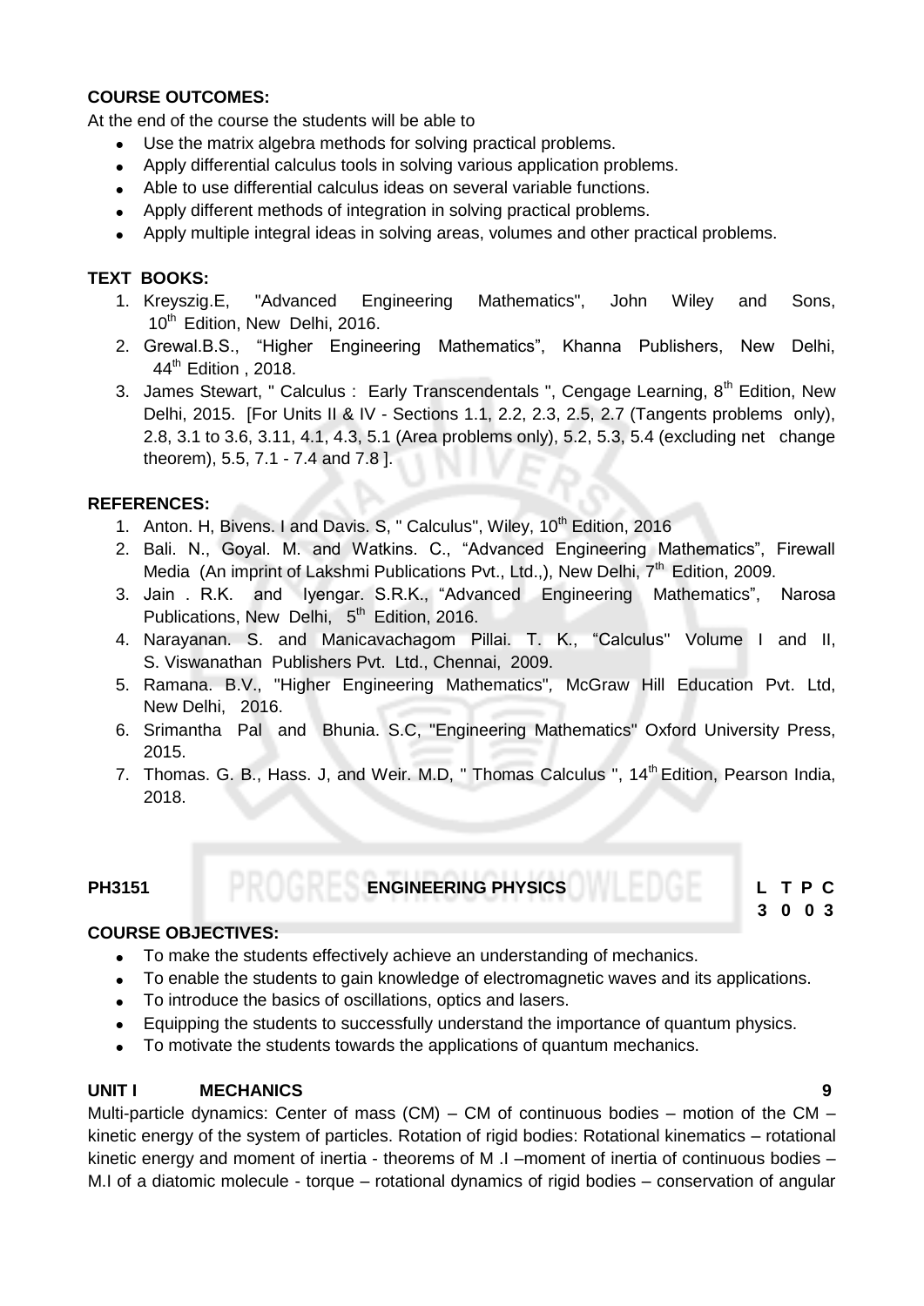**COURSE OUTCOMES:**

At the end of the course the students will be able to

- Use the matrix algebra methods for solving practical problems.
- Apply differential calculus tools in solving various application problems.
- Able to use differential calculus ideas on several variable functions.
- Apply different methods of integration in solving practical problems.
- Apply multiple integral ideas in solving areas, volumes and other practical problems.

**TEXT BOOKS:**

1. Kreyszig.E, "Advanced Engineering Mathematics", John Wiley and Sons, 10th Edition, New Delhi, 2016.
2. Grewal.B.S., "Higher Engineering Mathematics", Khanna Publishers, New Delhi, 44th Edition , 2018.
3. James Stewart, " Calculus : Early Transcendentals ", Cengage Learning, 8th Edition, New Delhi, 2015. [For Units II & IV - Sections 1.1, 2.2, 2.3, 2.5, 2.7 (Tangents problems only), 2.8, 3.1 to 3.6, 3.11, 4.1, 4.3, 5.1 (Area problems only), 5.2, 5.3, 5.4 (excluding net change theorem), 5.5, 7.1 - 7.4 and 7.8 ].

**REFERENCES:**

1. Anton. H, Bivens. I and Davis. S, " Calculus", Wiley, 10th Edition, 2016
2. Bali. N., Goyal. M. and Watkins. C., "Advanced Engineering Mathematics", Firewall Media (An imprint of Lakshmi Publications Pvt., Ltd.,), New Delhi, 7th Edition, 2009.
3. Jain . R.K. and Iyengar. S.R.K., "Advanced Engineering Mathematics", Narosa Publications, New Delhi, 5th Edition, 2016.
4. Narayanan. S. and Manicavachagom Pillai. T. K., "Calculus" Volume I and II, S. Viswanathan Publishers Pvt. Ltd., Chennai, 2009.
5. Ramana. B.V., "Higher Engineering Mathematics", McGraw Hill Education Pvt. Ltd, New Delhi, 2016.
6. Srimantha Pal and Bhunia. S.C, "Engineering Mathematics" Oxford University Press, 2015.
7. Thomas. G. B., Hass. J, and Weir. M.D, " Thomas Calculus ", 14th Edition, Pearson India, 2018.

| PH3151 | ENGINEERING PHYSICS | L T P C |
|---|---|---|
| | | 3 0 0 3 |

**COURSE OBJECTIVES:**

- To make the students effectively achieve an understanding of mechanics.
- To enable the students to gain knowledge of electromagnetic waves and its applications.
- To introduce the basics of oscillations, optics and lasers.
- Equipping the students to successfully understand the importance of quantum physics.
- To motivate the students towards the applications of quantum mechanics.

**UNIT I MECHANICS 9**

Multi-particle dynamics: Center of mass (CM) – CM of continuous bodies – motion of the CM – kinetic energy of the system of particles. Rotation of rigid bodies: Rotational kinematics – rotational kinetic energy and moment of inertia - theorems of M .I –moment of inertia of continuous bodies – M.I of a diatomic molecule - torque – rotational dynamics of rigid bodies – conservation of angular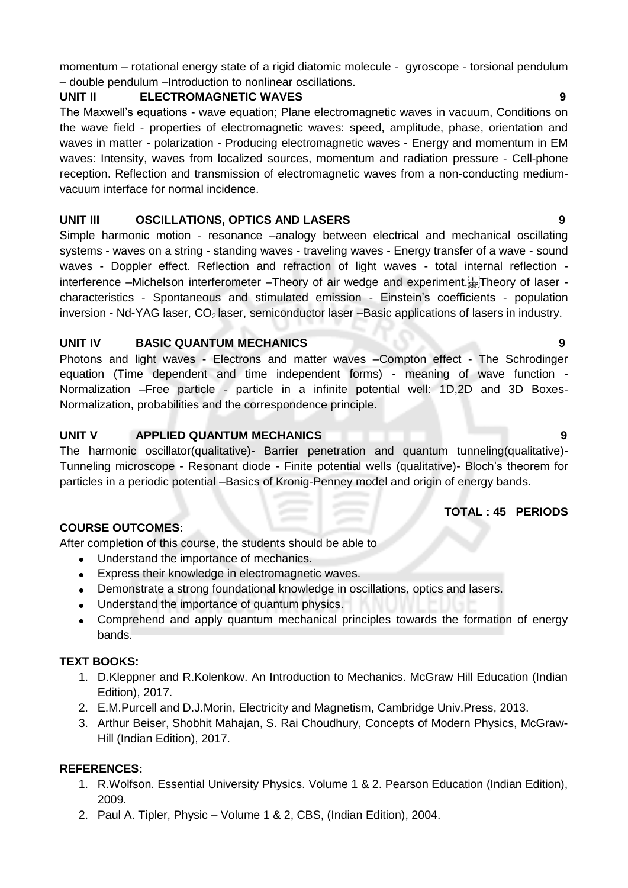momentum – rotational energy state of a rigid diatomic molecule - gyroscope - torsional pendulum – double pendulum –Introduction to nonlinear oscillations.

**UNIT II ELECTROMAGNETIC WAVES 9**

The Maxwell's equations - wave equation; Plane electromagnetic waves in vacuum, Conditions on the wave field - properties of electromagnetic waves: speed, amplitude, phase, orientation and waves in matter - polarization - Producing electromagnetic waves - Energy and momentum in EM waves: Intensity, waves from localized sources, momentum and radiation pressure - Cell-phone reception. Reflection and transmission of electromagnetic waves from a non-conducting medium-vacuum interface for normal incidence.

**UNIT III OSCILLATIONS, OPTICS AND LASERS 9**

Simple harmonic motion - resonance –analogy between electrical and mechanical oscillating systems - waves on a string - standing waves - traveling waves - Energy transfer of a wave - sound waves - Doppler effect. Reflection and refraction of light waves - total internal reflection - interference –Michelson interferometer –Theory of air wedge and experiment. Theory of laser - characteristics - Spontaneous and stimulated emission - Einstein's coefficients - population inversion - Nd-YAG laser, $CO_2$ laser, semiconductor laser –Basic applications of lasers in industry.

**UNIT IV BASIC QUANTUM MECHANICS 9**

Photons and light waves - Electrons and matter waves –Compton effect - The Schrodinger equation (Time dependent and time independent forms) - meaning of wave function - Normalization –Free particle - particle in a infinite potential well: 1D,2D and 3D Boxes-Normalization, probabilities and the correspondence principle.

**UNIT V APPLIED QUANTUM MECHANICS 9**

The harmonic oscillator(qualitative)- Barrier penetration and quantum tunneling(qualitative)- Tunneling microscope - Resonant diode - Finite potential wells (qualitative)- Bloch's theorem for particles in a periodic potential –Basics of Kronig-Penney model and origin of energy bands.

**TOTAL : 45 PERIODS**

**COURSE OUTCOMES:**

After completion of this course, the students should be able to

- Understand the importance of mechanics.
- Express their knowledge in electromagnetic waves.
- Demonstrate a strong foundational knowledge in oscillations, optics and lasers.
- Understand the importance of quantum physics.
- Comprehend and apply quantum mechanical principles towards the formation of energy bands.

**TEXT BOOKS:**

1. D.Kleppner and R.Kolenkow. An Introduction to Mechanics. McGraw Hill Education (Indian Edition), 2017.
2. E.M.Purcell and D.J.Morin, Electricity and Magnetism, Cambridge Univ.Press, 2013.
3. Arthur Beiser, Shobhit Mahajan, S. Rai Choudhury, Concepts of Modern Physics, McGraw-Hill (Indian Edition), 2017.

**REFERENCES:**

1. R.Wolfson. Essential University Physics. Volume 1 & 2. Pearson Education (Indian Edition), 2009.
2. Paul A. Tipler, Physic – Volume 1 & 2, CBS, (Indian Edition), 2004.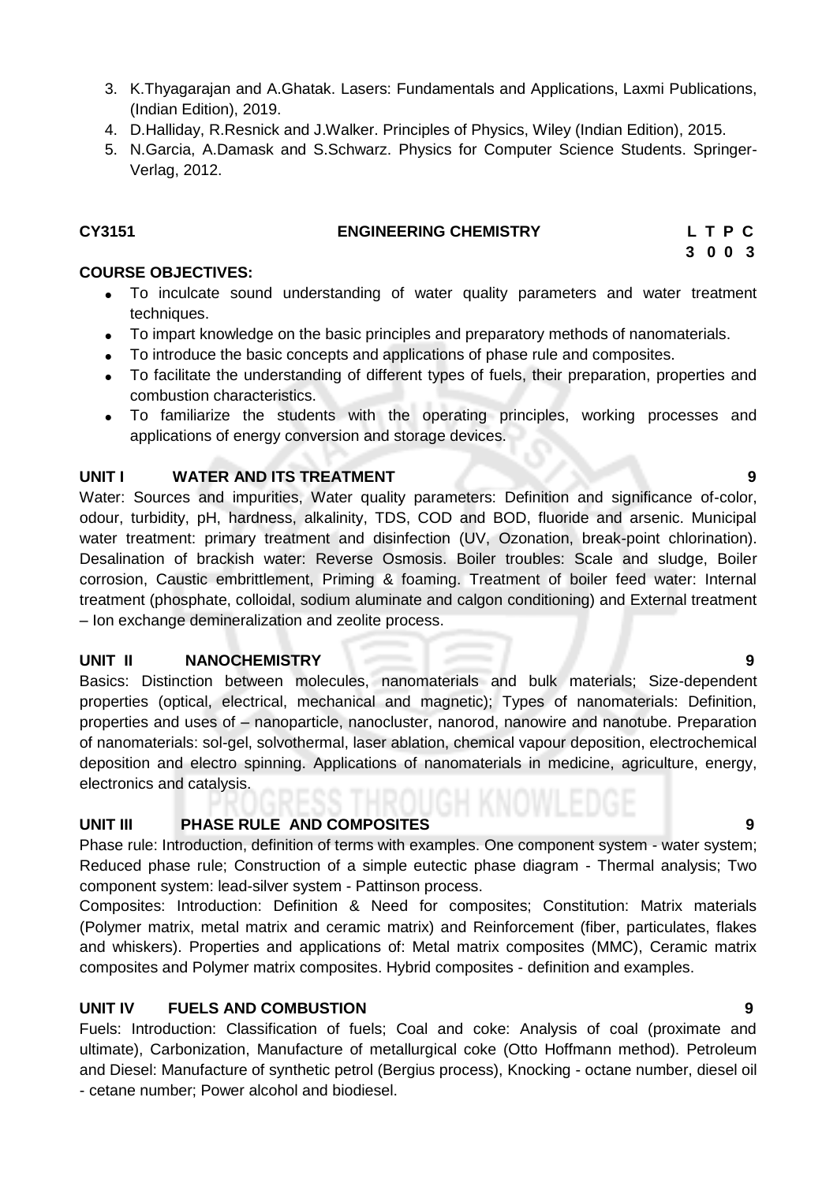3. K.Thyagarajan and A.Ghatak. Lasers: Fundamentals and Applications, Laxmi Publications, (Indian Edition), 2019.
4. D.Halliday, R.Resnick and J.Walker. Principles of Physics, Wiley (Indian Edition), 2015.
5. N.Garcia, A.Damask and S.Schwarz. Physics for Computer Science Students. Springer-Verlag, 2012.

## CY3151 ENGINEERING CHEMISTRY

| L | T | P | C |
|---|---|---|---|
| 3 | 0 | 0 | 3 |

**COURSE OBJECTIVES:**

- To inculcate sound understanding of water quality parameters and water treatment techniques.
- To impart knowledge on the basic principles and preparatory methods of nanomaterials.
- To introduce the basic concepts and applications of phase rule and composites.
- To facilitate the understanding of different types of fuels, their preparation, properties and combustion characteristics.
- To familiarize the students with the operating principles, working processes and applications of energy conversion and storage devices.

### UNIT I WATER AND ITS TREATMENT 9

Water: Sources and impurities, Water quality parameters: Definition and significance of-color, odour, turbidity, pH, hardness, alkalinity, TDS, COD and BOD, fluoride and arsenic. Municipal water treatment: primary treatment and disinfection (UV, Ozonation, break-point chlorination). Desalination of brackish water: Reverse Osmosis. Boiler troubles: Scale and sludge, Boiler corrosion, Caustic embrittlement, Priming & foaming. Treatment of boiler feed water: Internal treatment (phosphate, colloidal, sodium aluminate and calgon conditioning) and External treatment – Ion exchange demineralization and zeolite process.

### UNIT II NANOCHEMISTRY 9

Basics: Distinction between molecules, nanomaterials and bulk materials; Size-dependent properties (optical, electrical, mechanical and magnetic); Types of nanomaterials: Definition, properties and uses of – nanoparticle, nanocluster, nanorod, nanowire and nanotube. Preparation of nanomaterials: sol-gel, solvothermal, laser ablation, chemical vapour deposition, electrochemical deposition and electro spinning. Applications of nanomaterials in medicine, agriculture, energy, electronics and catalysis.

### UNIT III PHASE RULE AND COMPOSITES 9

Phase rule: Introduction, definition of terms with examples. One component system - water system; Reduced phase rule; Construction of a simple eutectic phase diagram - Thermal analysis; Two component system: lead-silver system - Pattinson process.

Composites: Introduction: Definition & Need for composites; Constitution: Matrix materials (Polymer matrix, metal matrix and ceramic matrix) and Reinforcement (fiber, particulates, flakes and whiskers). Properties and applications of: Metal matrix composites (MMC), Ceramic matrix composites and Polymer matrix composites. Hybrid composites - definition and examples.

### UNIT IV FUELS AND COMBUSTION 9

Fuels: Introduction: Classification of fuels; Coal and coke: Analysis of coal (proximate and ultimate), Carbonization, Manufacture of metallurgical coke (Otto Hoffmann method). Petroleum and Diesel: Manufacture of synthetic petrol (Bergius process), Knocking - octane number, diesel oil - cetane number; Power alcohol and biodiesel.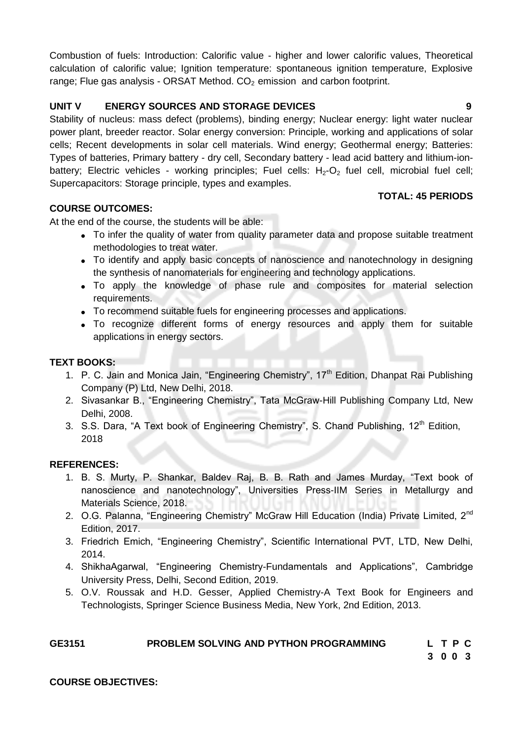Combustion of fuels: Introduction: Calorific value - higher and lower calorific values, Theoretical calculation of calorific value; Ignition temperature: spontaneous ignition temperature, Explosive range; Flue gas analysis - ORSAT Method. $CO_2$ emission and carbon footprint.

### UNIT V ENERGY SOURCES AND STORAGE DEVICES 9

Stability of nucleus: mass defect (problems), binding energy; Nuclear energy: light water nuclear power plant, breeder reactor. Solar energy conversion: Principle, working and applications of solar cells; Recent developments in solar cell materials. Wind energy; Geothermal energy; Batteries: Types of batteries, Primary battery - dry cell, Secondary battery - lead acid battery and lithium-ion-battery; Electric vehicles - working principles; Fuel cells: $H_2$-$O_2$ fuel cell, microbial fuel cell; Supercapacitors: Storage principle, types and examples.

**TOTAL: 45 PERIODS**

**COURSE OUTCOMES:**

At the end of the course, the students will be able:

- To infer the quality of water from quality parameter data and propose suitable treatment methodologies to treat water.
- To identify and apply basic concepts of nanoscience and nanotechnology in designing the synthesis of nanomaterials for engineering and technology applications.
- To apply the knowledge of phase rule and composites for material selection requirements.
- To recommend suitable fuels for engineering processes and applications.
- To recognize different forms of energy resources and apply them for suitable applications in energy sectors.

**TEXT BOOKS:**

1. P. C. Jain and Monica Jain, "Engineering Chemistry", 17th Edition, Dhanpat Rai Publishing Company (P) Ltd, New Delhi, 2018.
2. Sivasankar B., "Engineering Chemistry", Tata McGraw-Hill Publishing Company Ltd, New Delhi, 2008.
3. S.S. Dara, "A Text book of Engineering Chemistry", S. Chand Publishing, 12th Edition, 2018

**REFERENCES:**

1. B. S. Murty, P. Shankar, Baldev Raj, B. B. Rath and James Murday, "Text book of nanoscience and nanotechnology", Universities Press-IIM Series in Metallurgy and Materials Science, 2018.
2. O.G. Palanna, "Engineering Chemistry" McGraw Hill Education (India) Private Limited, 2nd Edition, 2017.
3. Friedrich Emich, "Engineering Chemistry", Scientific International PVT, LTD, New Delhi, 2014.
4. ShikhaAgarwal, "Engineering Chemistry-Fundamentals and Applications", Cambridge University Press, Delhi, Second Edition, 2019.
5. O.V. Roussak and H.D. Gesser, Applied Chemistry-A Text Book for Engineers and Technologists, Springer Science Business Media, New York, 2nd Edition, 2013.

## GE3151 PROBLEM SOLVING AND PYTHON PROGRAMMING

| L | T | P | C |
|---|---|---|---|
| 3 | 0 | 0 | 3 |

**COURSE OBJECTIVES:**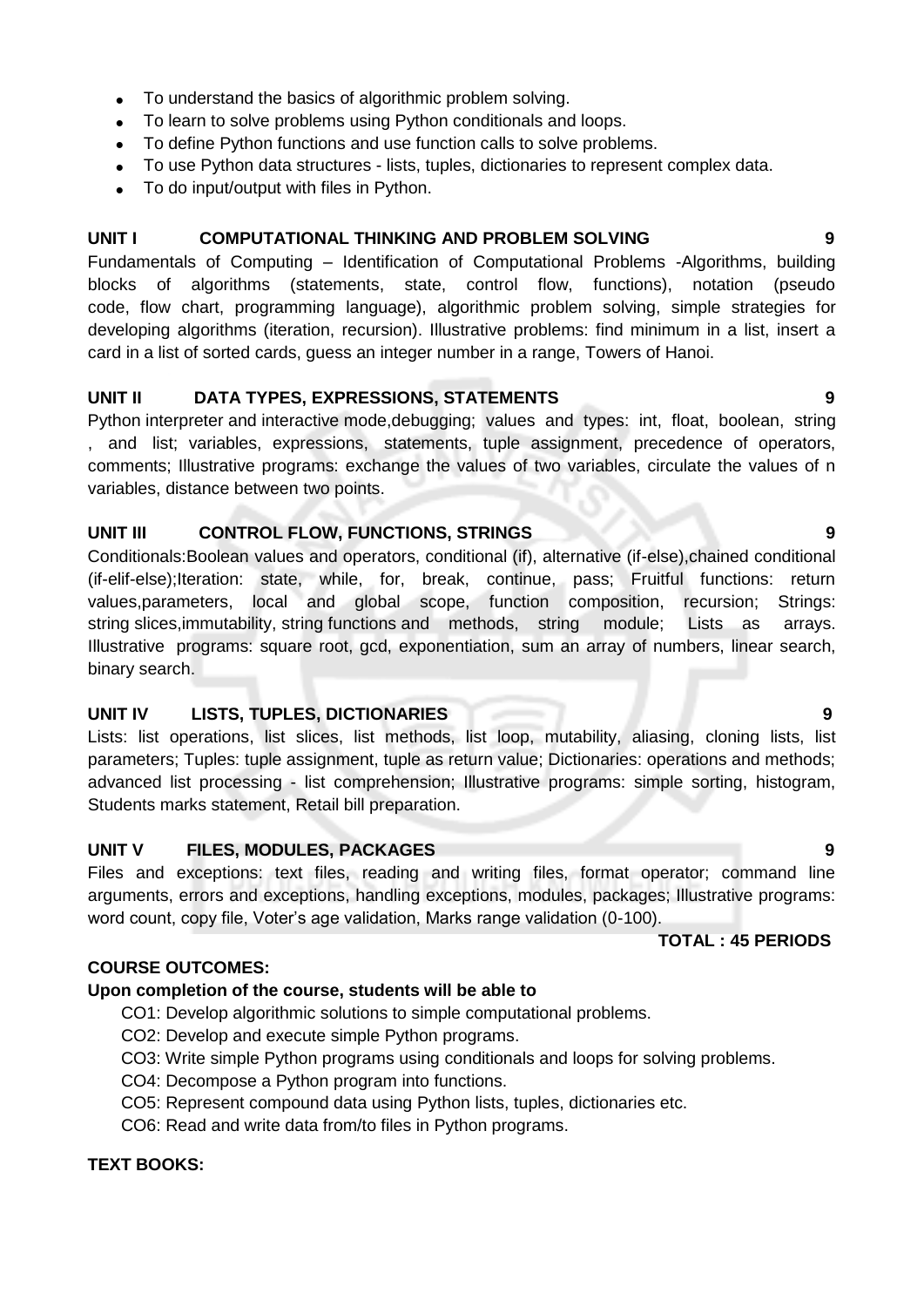- To understand the basics of algorithmic problem solving.
- To learn to solve problems using Python conditionals and loops.
- To define Python functions and use function calls to solve problems.
- To use Python data structures - lists, tuples, dictionaries to represent complex data.
- To do input/output with files in Python.

**UNIT I COMPUTATIONAL THINKING AND PROBLEM SOLVING 9**

Fundamentals of Computing – Identification of Computational Problems -Algorithms, building blocks of algorithms (statements, state, control flow, functions), notation (pseudo code, flow chart, programming language), algorithmic problem solving, simple strategies for developing algorithms (iteration, recursion). Illustrative problems: find minimum in a list, insert a card in a list of sorted cards, guess an integer number in a range, Towers of Hanoi.

**UNIT II DATA TYPES, EXPRESSIONS, STATEMENTS 9**

Python interpreter and interactive mode,debugging; values and types: int, float, boolean, string , and list; variables, expressions, statements, tuple assignment, precedence of operators, comments; Illustrative programs: exchange the values of two variables, circulate the values of n variables, distance between two points.

**UNIT III CONTROL FLOW, FUNCTIONS, STRINGS 9**

Conditionals:Boolean values and operators, conditional (if), alternative (if-else),chained conditional (if-elif-else);Iteration: state, while, for, break, continue, pass; Fruitful functions: return values,parameters, local and global scope, function composition, recursion; Strings: string slices,immutability, string functions and methods, string module; Lists as arrays. Illustrative programs: square root, gcd, exponentiation, sum an array of numbers, linear search, binary search.

**UNIT IV LISTS, TUPLES, DICTIONARIES 9**

Lists: list operations, list slices, list methods, list loop, mutability, aliasing, cloning lists, list parameters; Tuples: tuple assignment, tuple as return value; Dictionaries: operations and methods; advanced list processing - list comprehension; Illustrative programs: simple sorting, histogram, Students marks statement, Retail bill preparation.

**UNIT V FILES, MODULES, PACKAGES 9**

Files and exceptions: text files, reading and writing files, format operator; command line arguments, errors and exceptions, handling exceptions, modules, packages; Illustrative programs: word count, copy file, Voter's age validation, Marks range validation (0-100).

**TOTAL : 45 PERIODS**

**COURSE OUTCOMES:**

**Upon completion of the course, students will be able to**

CO1: Develop algorithmic solutions to simple computational problems.

CO2: Develop and execute simple Python programs.

CO3: Write simple Python programs using conditionals and loops for solving problems.

CO4: Decompose a Python program into functions.

CO5: Represent compound data using Python lists, tuples, dictionaries etc.

CO6: Read and write data from/to files in Python programs.

**TEXT BOOKS:**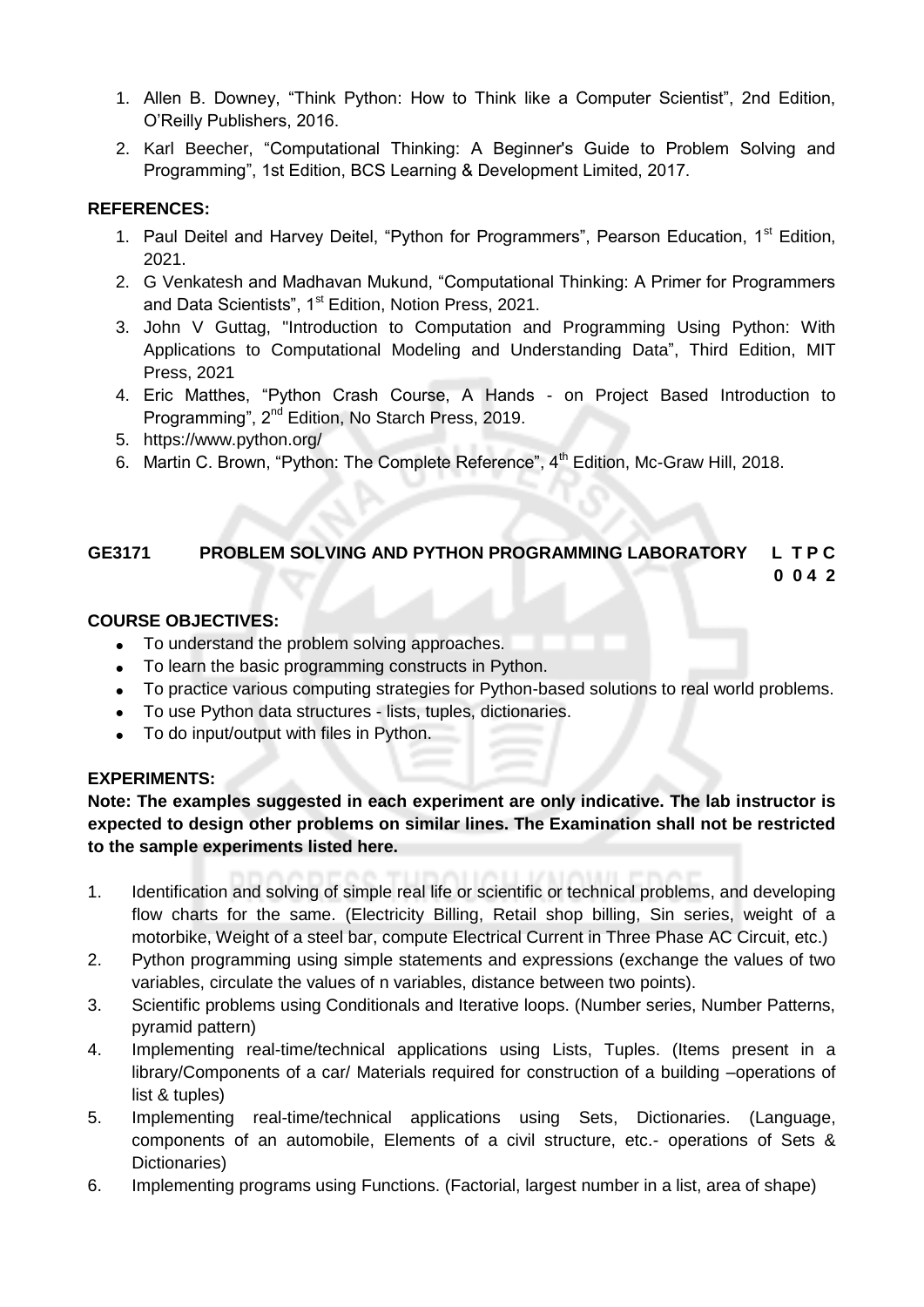1. Allen B. Downey, "Think Python: How to Think like a Computer Scientist", 2nd Edition, O'Reilly Publishers, 2016.
2. Karl Beecher, "Computational Thinking: A Beginner's Guide to Problem Solving and Programming", 1st Edition, BCS Learning & Development Limited, 2017.

**REFERENCES:**

1. Paul Deitel and Harvey Deitel, "Python for Programmers", Pearson Education, 1st Edition, 2021.
2. G Venkatesh and Madhavan Mukund, "Computational Thinking: A Primer for Programmers and Data Scientists", 1st Edition, Notion Press, 2021.
3. John V Guttag, "Introduction to Computation and Programming Using Python: With Applications to Computational Modeling and Understanding Data", Third Edition, MIT Press, 2021
4. Eric Matthes, "Python Crash Course, A Hands - on Project Based Introduction to Programming", 2nd Edition, No Starch Press, 2019.
5. https://www.python.org/
6. Martin C. Brown, "Python: The Complete Reference", 4th Edition, Mc-Graw Hill, 2018.

## GE3171 PROBLEM SOLVING AND PYTHON PROGRAMMING LABORATORY

**L T P C**
**0 0 4 2**

**COURSE OBJECTIVES:**

- To understand the problem solving approaches.
- To learn the basic programming constructs in Python.
- To practice various computing strategies for Python-based solutions to real world problems.
- To use Python data structures - lists, tuples, dictionaries.
- To do input/output with files in Python.

**EXPERIMENTS:**

**Note: The examples suggested in each experiment are only indicative. The lab instructor is expected to design other problems on similar lines. The Examination shall not be restricted to the sample experiments listed here.**

1. Identification and solving of simple real life or scientific or technical problems, and developing flow charts for the same. (Electricity Billing, Retail shop billing, Sin series, weight of a motorbike, Weight of a steel bar, compute Electrical Current in Three Phase AC Circuit, etc.)
2. Python programming using simple statements and expressions (exchange the values of two variables, circulate the values of n variables, distance between two points).
3. Scientific problems using Conditionals and Iterative loops. (Number series, Number Patterns, pyramid pattern)
4. Implementing real-time/technical applications using Lists, Tuples. (Items present in a library/Components of a car/ Materials required for construction of a building –operations of list & tuples)
5. Implementing real-time/technical applications using Sets, Dictionaries. (Language, components of an automobile, Elements of a civil structure, etc.- operations of Sets & Dictionaries)
6. Implementing programs using Functions. (Factorial, largest number in a list, area of shape)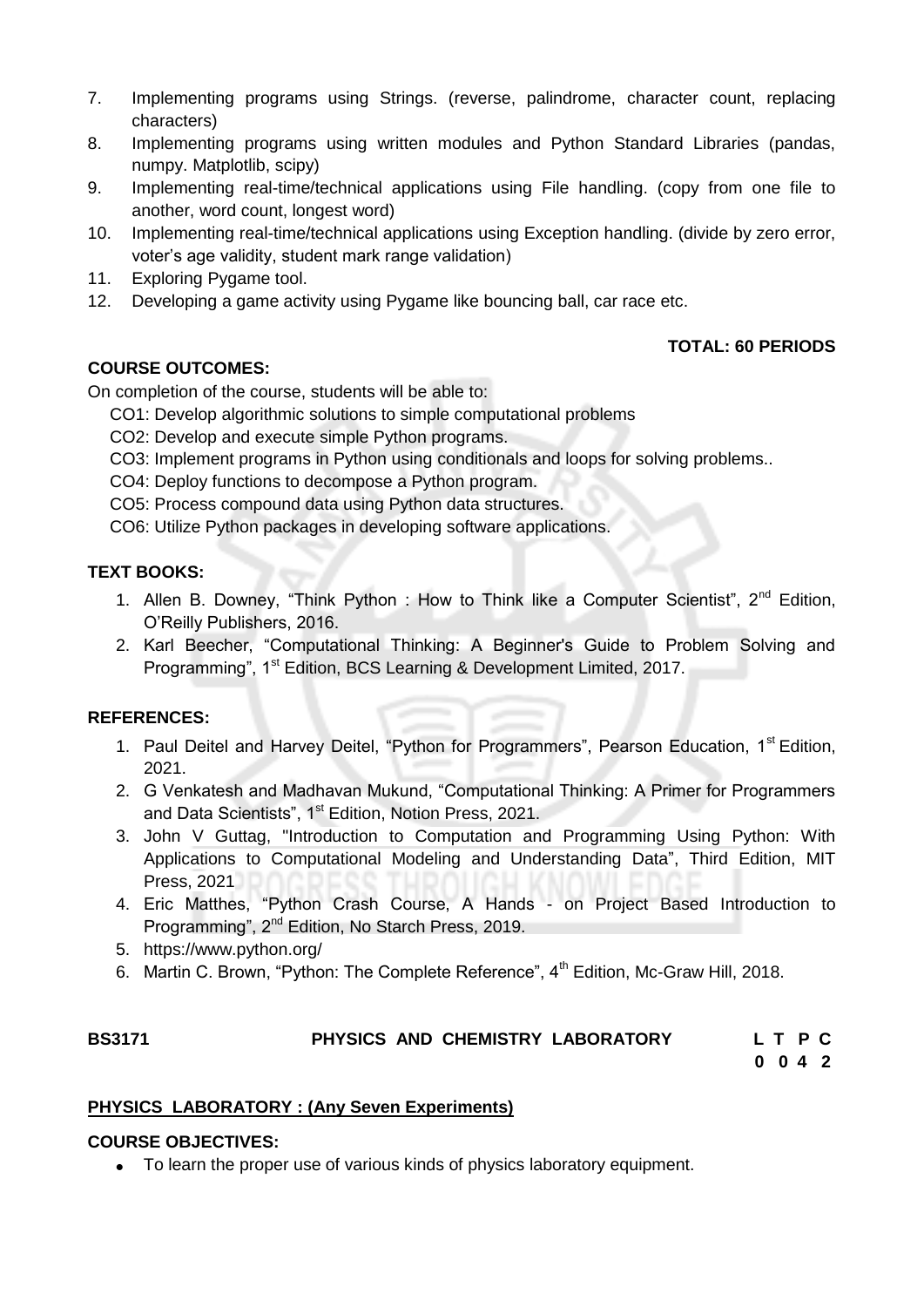7. Implementing programs using Strings. (reverse, palindrome, character count, replacing characters)
8. Implementing programs using written modules and Python Standard Libraries (pandas, numpy. Matplotlib, scipy)
9. Implementing real-time/technical applications using File handling. (copy from one file to another, word count, longest word)
10. Implementing real-time/technical applications using Exception handling. (divide by zero error, voter's age validity, student mark range validation)
11. Exploring Pygame tool.
12. Developing a game activity using Pygame like bouncing ball, car race etc.

**TOTAL: 60 PERIODS**

**COURSE OUTCOMES:**

On completion of the course, students will be able to:

CO1: Develop algorithmic solutions to simple computational problems

CO2: Develop and execute simple Python programs.

CO3: Implement programs in Python using conditionals and loops for solving problems..

CO4: Deploy functions to decompose a Python program.

CO5: Process compound data using Python data structures.

CO6: Utilize Python packages in developing software applications.

**TEXT BOOKS:**

1. Allen B. Downey, "Think Python : How to Think like a Computer Scientist", 2nd Edition, O'Reilly Publishers, 2016.
2. Karl Beecher, "Computational Thinking: A Beginner's Guide to Problem Solving and Programming", 1st Edition, BCS Learning & Development Limited, 2017.

**REFERENCES:**

1. Paul Deitel and Harvey Deitel, "Python for Programmers", Pearson Education, 1st Edition, 2021.
2. G Venkatesh and Madhavan Mukund, "Computational Thinking: A Primer for Programmers and Data Scientists", 1st Edition, Notion Press, 2021.
3. John V Guttag, "Introduction to Computation and Programming Using Python: With Applications to Computational Modeling and Understanding Data", Third Edition, MIT Press, 2021
4. Eric Matthes, "Python Crash Course, A Hands - on Project Based Introduction to Programming", 2nd Edition, No Starch Press, 2019.
5. https://www.python.org/
6. Martin C. Brown, "Python: The Complete Reference", 4th Edition, Mc-Graw Hill, 2018.

| **BS3171** | **PHYSICS AND CHEMISTRY LABORATORY** | **L T P C** |
|---|---|---|
| | | **0 0 4 2** |

**PHYSICS LABORATORY : (Any Seven Experiments)**

**COURSE OBJECTIVES:**

- To learn the proper use of various kinds of physics laboratory equipment.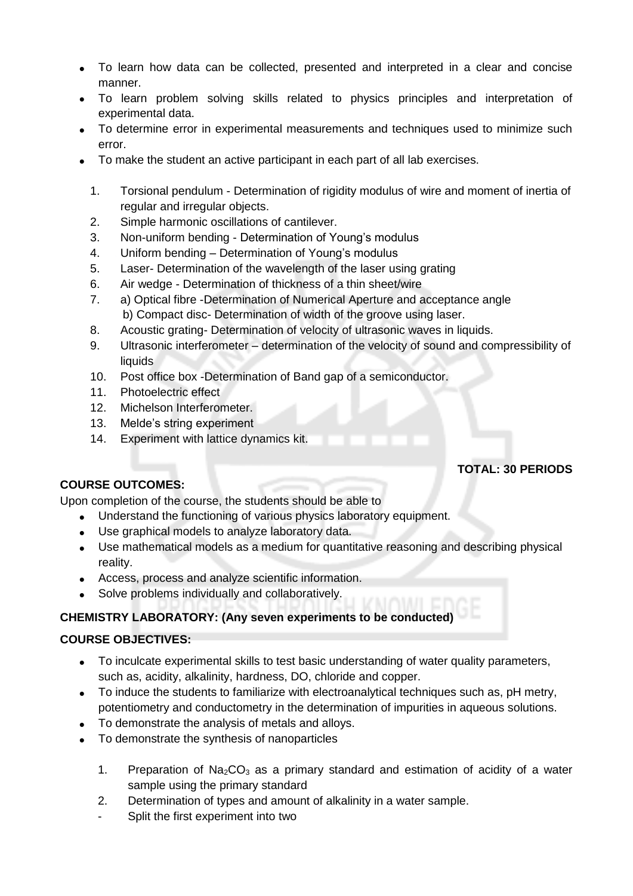- To learn how data can be collected, presented and interpreted in a clear and concise manner.
- To learn problem solving skills related to physics principles and interpretation of experimental data.
- To determine error in experimental measurements and techniques used to minimize such error.
- To make the student an active participant in each part of all lab exercises.

1. Torsional pendulum - Determination of rigidity modulus of wire and moment of inertia of regular and irregular objects.
2. Simple harmonic oscillations of cantilever.
3. Non-uniform bending - Determination of Young's modulus
4. Uniform bending – Determination of Young's modulus
5. Laser- Determination of the wavelength of the laser using grating
6. Air wedge - Determination of thickness of a thin sheet/wire
7. a) Optical fibre -Determination of Numerical Aperture and acceptance angle
   b) Compact disc- Determination of width of the groove using laser.
8. Acoustic grating- Determination of velocity of ultrasonic waves in liquids.
9. Ultrasonic interferometer – determination of the velocity of sound and compressibility of liquids
10. Post office box -Determination of Band gap of a semiconductor.
11. Photoelectric effect
12. Michelson Interferometer.
13. Melde's string experiment
14. Experiment with lattice dynamics kit.

**TOTAL: 30 PERIODS**

**COURSE OUTCOMES:**

Upon completion of the course, the students should be able to

- Understand the functioning of various physics laboratory equipment.
- Use graphical models to analyze laboratory data.
- Use mathematical models as a medium for quantitative reasoning and describing physical reality.
- Access, process and analyze scientific information.
- Solve problems individually and collaboratively.

**CHEMISTRY LABORATORY: (Any seven experiments to be conducted)**

**COURSE OBJECTIVES:**

- To inculcate experimental skills to test basic understanding of water quality parameters, such as, acidity, alkalinity, hardness, DO, chloride and copper.
- To induce the students to familiarize with electroanalytical techniques such as, pH metry, potentiometry and conductometry in the determination of impurities in aqueous solutions.
- To demonstrate the analysis of metals and alloys.
- To demonstrate the synthesis of nanoparticles

1. Preparation of $Na_2CO_3$ as a primary standard and estimation of acidity of a water sample using the primary standard
2. Determination of types and amount of alkalinity in a water sample.

- Split the first experiment into two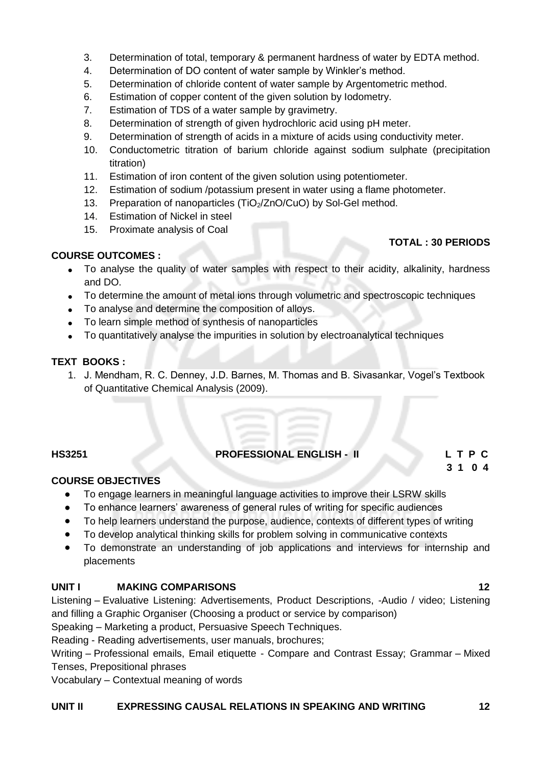3. Determination of total, temporary & permanent hardness of water by EDTA method.
4. Determination of DO content of water sample by Winkler's method.
5. Determination of chloride content of water sample by Argentometric method.
6. Estimation of copper content of the given solution by Iodometry.
7. Estimation of TDS of a water sample by gravimetry.
8. Determination of strength of given hydrochloric acid using pH meter.
9. Determination of strength of acids in a mixture of acids using conductivity meter.
10. Conductometric titration of barium chloride against sodium sulphate (precipitation titration)
11. Estimation of iron content of the given solution using potentiometer.
12. Estimation of sodium /potassium present in water using a flame photometer.
13. Preparation of nanoparticles ($TiO_2$/ZnO/CuO) by Sol-Gel method.
14. Estimation of Nickel in steel
15. Proximate analysis of Coal

**TOTAL : 30 PERIODS**

**COURSE OUTCOMES :**

- To analyse the quality of water samples with respect to their acidity, alkalinity, hardness and DO.
- To determine the amount of metal ions through volumetric and spectroscopic techniques
- To analyse and determine the composition of alloys.
- To learn simple method of synthesis of nanoparticles
- To quantitatively analyse the impurities in solution by electroanalytical techniques

**TEXT BOOKS :**

1. J. Mendham, R. C. Denney, J.D. Barnes, M. Thomas and B. Sivasankar, Vogel's Textbook of Quantitative Chemical Analysis (2009).

**HS3251 PROFESSIONAL ENGLISH - II** **L T P C**
**3 1 0 4**

**COURSE OBJECTIVES**

- To engage learners in meaningful language activities to improve their LSRW skills
- To enhance learners' awareness of general rules of writing for specific audiences
- To help learners understand the purpose, audience, contexts of different types of writing
- To develop analytical thinking skills for problem solving in communicative contexts
- To demonstrate an understanding of job applications and interviews for internship and placements

**UNIT I MAKING COMPARISONS 12**

Listening – Evaluative Listening: Advertisements, Product Descriptions, -Audio / video; Listening and filling a Graphic Organiser (Choosing a product or service by comparison)

Speaking – Marketing a product, Persuasive Speech Techniques.

Reading - Reading advertisements, user manuals, brochures;

Writing – Professional emails, Email etiquette - Compare and Contrast Essay; Grammar – Mixed Tenses, Prepositional phrases

Vocabulary – Contextual meaning of words

**UNIT II EXPRESSING CAUSAL RELATIONS IN SPEAKING AND WRITING 12**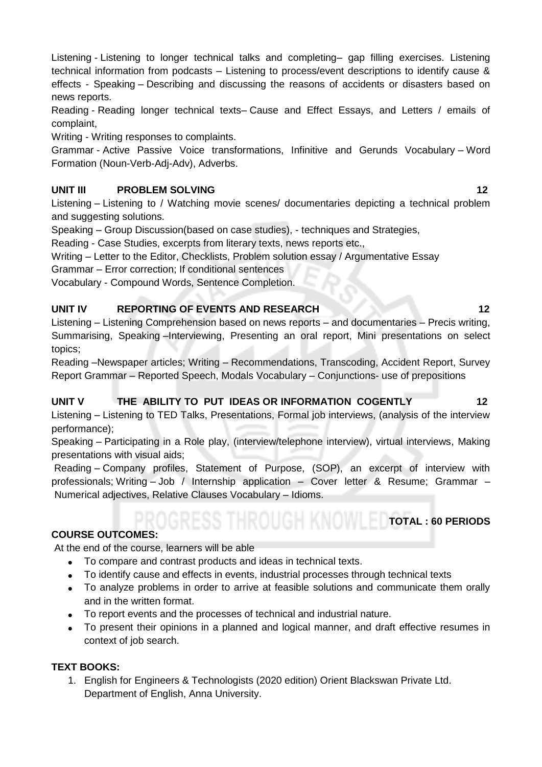Listening - Listening to longer technical talks and completing– gap filling exercises. Listening technical information from podcasts – Listening to process/event descriptions to identify cause & effects - Speaking – Describing and discussing the reasons of accidents or disasters based on news reports.

Reading - Reading longer technical texts– Cause and Effect Essays, and Letters / emails of complaint,

Writing - Writing responses to complaints.

Grammar - Active Passive Voice transformations, Infinitive and Gerunds Vocabulary – Word Formation (Noun-Verb-Adj-Adv), Adverbs.

**UNIT III PROBLEM SOLVING 12**

Listening – Listening to / Watching movie scenes/ documentaries depicting a technical problem and suggesting solutions.

Speaking – Group Discussion(based on case studies), - techniques and Strategies,

Reading - Case Studies, excerpts from literary texts, news reports etc.,

Writing – Letter to the Editor, Checklists, Problem solution essay / Argumentative Essay

Grammar – Error correction; If conditional sentences

Vocabulary - Compound Words, Sentence Completion.

**UNIT IV REPORTING OF EVENTS AND RESEARCH 12**

Listening – Listening Comprehension based on news reports – and documentaries – Precis writing, Summarising, Speaking –Interviewing, Presenting an oral report, Mini presentations on select topics;

Reading –Newspaper articles; Writing – Recommendations, Transcoding, Accident Report, Survey Report Grammar – Reported Speech, Modals Vocabulary – Conjunctions- use of prepositions

**UNIT V THE ABILITY TO PUT IDEAS OR INFORMATION COGENTLY 12**

Listening – Listening to TED Talks, Presentations, Formal job interviews, (analysis of the interview performance);

Speaking – Participating in a Role play, (interview/telephone interview), virtual interviews, Making presentations with visual aids;

Reading – Company profiles, Statement of Purpose, (SOP), an excerpt of interview with professionals; Writing – Job / Internship application – Cover letter & Resume; Grammar – Numerical adjectives, Relative Clauses Vocabulary – Idioms.

**TOTAL : 60 PERIODS**

**COURSE OUTCOMES:**

At the end of the course, learners will be able

- To compare and contrast products and ideas in technical texts.
- To identify cause and effects in events, industrial processes through technical texts
- To analyze problems in order to arrive at feasible solutions and communicate them orally and in the written format.
- To report events and the processes of technical and industrial nature.
- To present their opinions in a planned and logical manner, and draft effective resumes in context of job search.

**TEXT BOOKS:**

1. English for Engineers & Technologists (2020 edition) Orient Blackswan Private Ltd. Department of English, Anna University.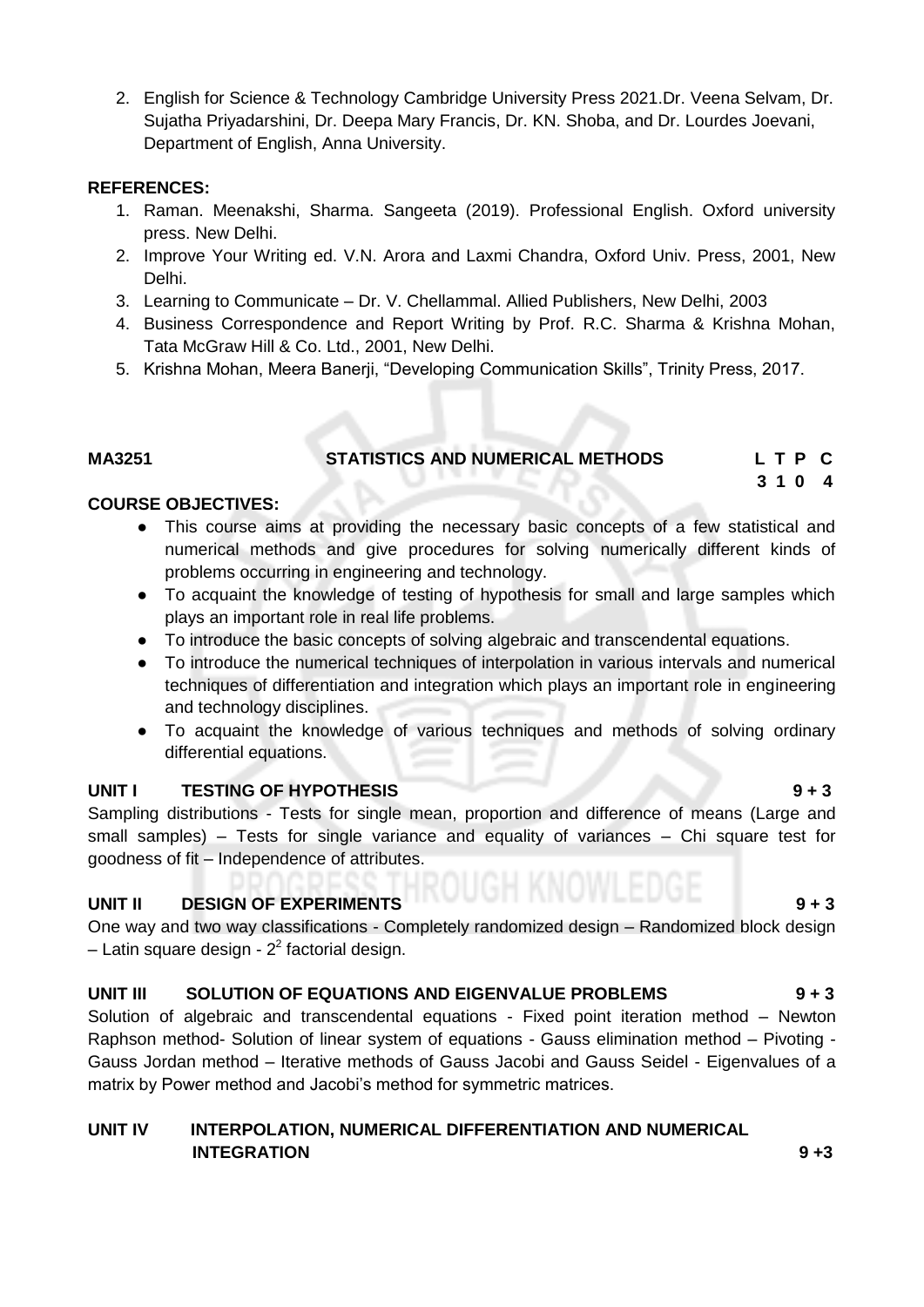2. English for Science & Technology Cambridge University Press 2021.Dr. Veena Selvam, Dr. Sujatha Priyadarshini, Dr. Deepa Mary Francis, Dr. KN. Shoba, and Dr. Lourdes Joevani, Department of English, Anna University.

**REFERENCES:**

1. Raman. Meenakshi, Sharma. Sangeeta (2019). Professional English. Oxford university press. New Delhi.
2. Improve Your Writing ed. V.N. Arora and Laxmi Chandra, Oxford Univ. Press, 2001, New Delhi.
3. Learning to Communicate – Dr. V. Chellammal. Allied Publishers, New Delhi, 2003
4. Business Correspondence and Report Writing by Prof. R.C. Sharma & Krishna Mohan, Tata McGraw Hill & Co. Ltd., 2001, New Delhi.
5. Krishna Mohan, Meera Banerji, "Developing Communication Skills", Trinity Press, 2017.

**MA3251 STATISTICS AND NUMERICAL METHODS**

| L | T | P | C |
|---|---|---|---|
| 3 | 1 | 0 | 4 |

**COURSE OBJECTIVES:**

- This course aims at providing the necessary basic concepts of a few statistical and numerical methods and give procedures for solving numerically different kinds of problems occurring in engineering and technology.
- To acquaint the knowledge of testing of hypothesis for small and large samples which plays an important role in real life problems.
- To introduce the basic concepts of solving algebraic and transcendental equations.
- To introduce the numerical techniques of interpolation in various intervals and numerical techniques of differentiation and integration which plays an important role in engineering and technology disciplines.
- To acquaint the knowledge of various techniques and methods of solving ordinary differential equations.

**UNIT I TESTING OF HYPOTHESIS 9 + 3**

Sampling distributions - Tests for single mean, proportion and difference of means (Large and small samples) – Tests for single variance and equality of variances – Chi square test for goodness of fit – Independence of attributes.

**UNIT II DESIGN OF EXPERIMENTS 9 + 3**

One way and two way classifications - Completely randomized design – Randomized block design – Latin square design - $2^2$ factorial design.

**UNIT III SOLUTION OF EQUATIONS AND EIGENVALUE PROBLEMS 9 + 3**

Solution of algebraic and transcendental equations - Fixed point iteration method – Newton Raphson method- Solution of linear system of equations - Gauss elimination method – Pivoting - Gauss Jordan method – Iterative methods of Gauss Jacobi and Gauss Seidel - Eigenvalues of a matrix by Power method and Jacobi's method for symmetric matrices.

**UNIT IV INTERPOLATION, NUMERICAL DIFFERENTIATION AND NUMERICAL INTEGRATION 9 +3**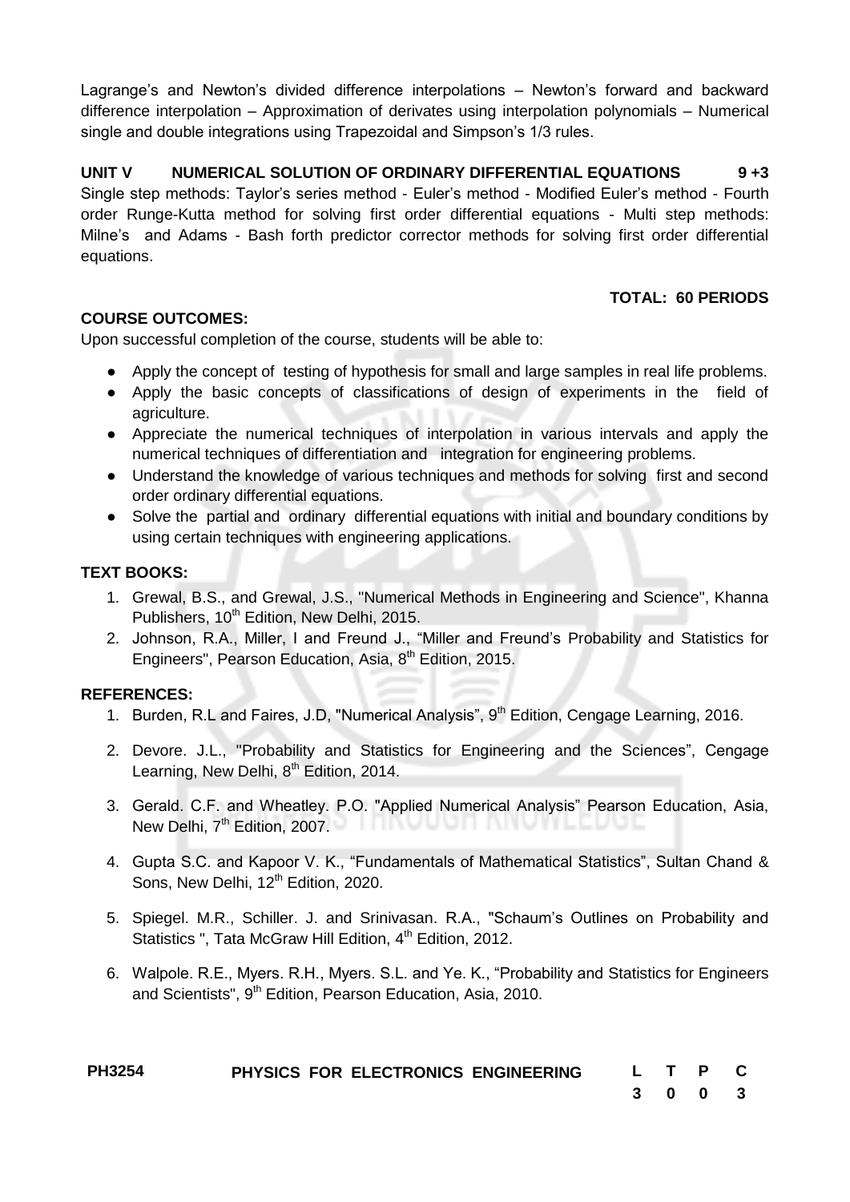Lagrange's and Newton's divided difference interpolations – Newton's forward and backward difference interpolation – Approximation of derivates using interpolation polynomials – Numerical single and double integrations using Trapezoidal and Simpson's 1/3 rules.

**UNIT V NUMERICAL SOLUTION OF ORDINARY DIFFERENTIAL EQUATIONS 9 +3**

Single step methods: Taylor's series method - Euler's method - Modified Euler's method - Fourth order Runge-Kutta method for solving first order differential equations - Multi step methods: Milne's and Adams - Bash forth predictor corrector methods for solving first order differential equations.

**TOTAL: 60 PERIODS**

**COURSE OUTCOMES:**

Upon successful completion of the course, students will be able to:

- Apply the concept of testing of hypothesis for small and large samples in real life problems.
- Apply the basic concepts of classifications of design of experiments in the field of agriculture.
- Appreciate the numerical techniques of interpolation in various intervals and apply the numerical techniques of differentiation and integration for engineering problems.
- Understand the knowledge of various techniques and methods for solving first and second order ordinary differential equations.
- Solve the partial and ordinary differential equations with initial and boundary conditions by using certain techniques with engineering applications.

**TEXT BOOKS:**

1. Grewal, B.S., and Grewal, J.S., "Numerical Methods in Engineering and Science", Khanna Publishers, 10th Edition, New Delhi, 2015.
2. Johnson, R.A., Miller, I and Freund J., "Miller and Freund's Probability and Statistics for Engineers", Pearson Education, Asia, 8th Edition, 2015.

**REFERENCES:**

1. Burden, R.L and Faires, J.D, "Numerical Analysis", 9th Edition, Cengage Learning, 2016.
2. Devore. J.L., "Probability and Statistics for Engineering and the Sciences", Cengage Learning, New Delhi, 8th Edition, 2014.
3. Gerald. C.F. and Wheatley. P.O. "Applied Numerical Analysis" Pearson Education, Asia, New Delhi, 7th Edition, 2007.
4. Gupta S.C. and Kapoor V. K., "Fundamentals of Mathematical Statistics", Sultan Chand & Sons, New Delhi, 12th Edition, 2020.
5. Spiegel. M.R., Schiller. J. and Srinivasan. R.A., "Schaum's Outlines on Probability and Statistics ", Tata McGraw Hill Edition, 4th Edition, 2012.
6. Walpole. R.E., Myers. R.H., Myers. S.L. and Ye. K., "Probability and Statistics for Engineers and Scientists", 9th Edition, Pearson Education, Asia, 2010.

| PH3254 | PHYSICS FOR ELECTRONICS ENGINEERING | L | T | P | C |
|---|---|---|---|---|---|
| | | 3 | 0 | 0 | 3 |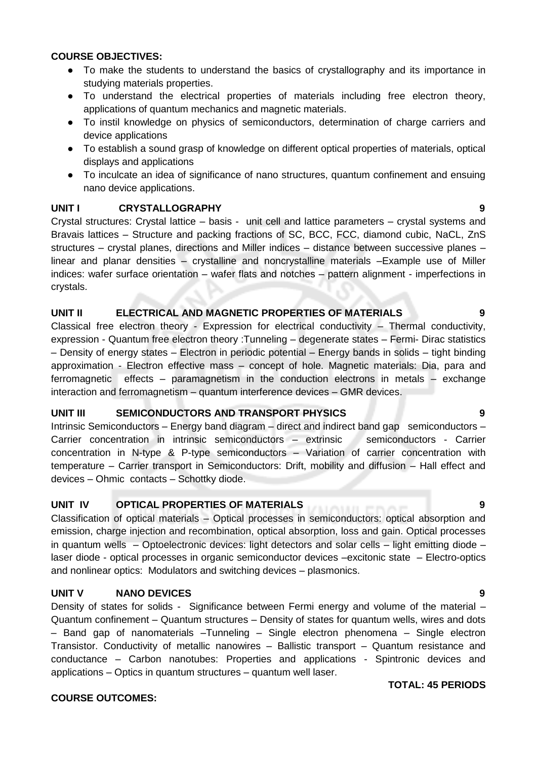**COURSE OBJECTIVES:**

- To make the students to understand the basics of crystallography and its importance in studying materials properties.
- To understand the electrical properties of materials including free electron theory, applications of quantum mechanics and magnetic materials.
- To instil knowledge on physics of semiconductors, determination of charge carriers and device applications
- To establish a sound grasp of knowledge on different optical properties of materials, optical displays and applications
- To inculcate an idea of significance of nano structures, quantum confinement and ensuing nano device applications.

**UNIT I CRYSTALLOGRAPHY 9**

Crystal structures: Crystal lattice – basis - unit cell and lattice parameters – crystal systems and Bravais lattices – Structure and packing fractions of SC, BCC, FCC, diamond cubic, NaCL, ZnS structures – crystal planes, directions and Miller indices – distance between successive planes – linear and planar densities – crystalline and noncrystalline materials –Example use of Miller indices: wafer surface orientation – wafer flats and notches – pattern alignment - imperfections in crystals.

**UNIT II ELECTRICAL AND MAGNETIC PROPERTIES OF MATERIALS 9**

Classical free electron theory - Expression for electrical conductivity – Thermal conductivity, expression - Quantum free electron theory :Tunneling – degenerate states – Fermi- Dirac statistics – Density of energy states – Electron in periodic potential – Energy bands in solids – tight binding approximation - Electron effective mass – concept of hole. Magnetic materials: Dia, para and ferromagnetic effects – paramagnetism in the conduction electrons in metals – exchange interaction and ferromagnetism – quantum interference devices – GMR devices.

**UNIT III SEMICONDUCTORS AND TRANSPORT PHYSICS 9**

Intrinsic Semiconductors – Energy band diagram – direct and indirect band gap semiconductors – Carrier concentration in intrinsic semiconductors – extrinsic semiconductors - Carrier concentration in N-type & P-type semiconductors – Variation of carrier concentration with temperature – Carrier transport in Semiconductors: Drift, mobility and diffusion – Hall effect and devices – Ohmic contacts – Schottky diode.

**UNIT IV OPTICAL PROPERTIES OF MATERIALS 9**

Classification of optical materials – Optical processes in semiconductors: optical absorption and emission, charge injection and recombination, optical absorption, loss and gain. Optical processes in quantum wells – Optoelectronic devices: light detectors and solar cells – light emitting diode – laser diode - optical processes in organic semiconductor devices –excitonic state – Electro-optics and nonlinear optics: Modulators and switching devices – plasmonics.

**UNIT V NANO DEVICES 9**

Density of states for solids - Significance between Fermi energy and volume of the material – Quantum confinement – Quantum structures – Density of states for quantum wells, wires and dots – Band gap of nanomaterials –Tunneling – Single electron phenomena – Single electron Transistor. Conductivity of metallic nanowires – Ballistic transport – Quantum resistance and conductance – Carbon nanotubes: Properties and applications - Spintronic devices and applications – Optics in quantum structures – quantum well laser.

**TOTAL: 45 PERIODS**

**COURSE OUTCOMES:**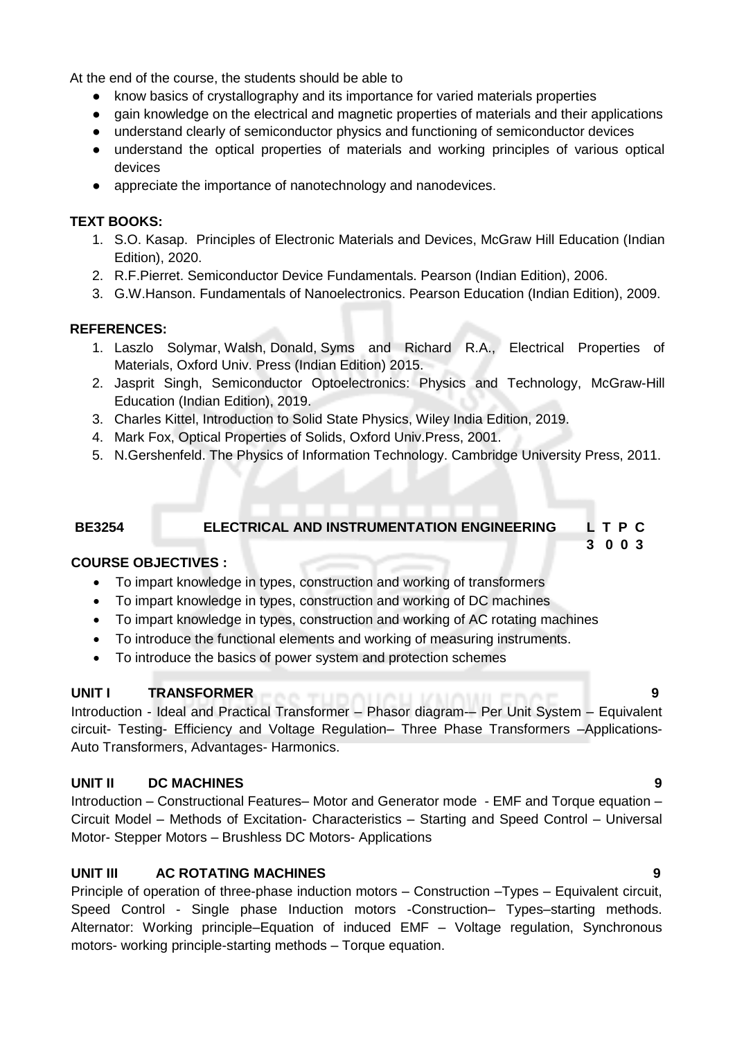At the end of the course, the students should be able to

- know basics of crystallography and its importance for varied materials properties
- gain knowledge on the electrical and magnetic properties of materials and their applications
- understand clearly of semiconductor physics and functioning of semiconductor devices
- understand the optical properties of materials and working principles of various optical devices
- appreciate the importance of nanotechnology and nanodevices.

**TEXT BOOKS:**

1. S.O. Kasap. Principles of Electronic Materials and Devices, McGraw Hill Education (Indian Edition), 2020.
2. R.F.Pierret. Semiconductor Device Fundamentals. Pearson (Indian Edition), 2006.
3. G.W.Hanson. Fundamentals of Nanoelectronics. Pearson Education (Indian Edition), 2009.

**REFERENCES:**

1. Laszlo Solymar, Walsh, Donald, Syms and Richard R.A., Electrical Properties of Materials, Oxford Univ. Press (Indian Edition) 2015.
2. Jasprit Singh, Semiconductor Optoelectronics: Physics and Technology, McGraw-Hill Education (Indian Edition), 2019.
3. Charles Kittel, Introduction to Solid State Physics, Wiley India Edition, 2019.
4. Mark Fox, Optical Properties of Solids, Oxford Univ.Press, 2001.
5. N.Gershenfeld. The Physics of Information Technology. Cambridge University Press, 2011.

## BE3254 ELECTRICAL AND INSTRUMENTATION ENGINEERING

**L T P C**
**3 0 0 3**

**COURSE OBJECTIVES :**

- To impart knowledge in types, construction and working of transformers
- To impart knowledge in types, construction and working of DC machines
- To impart knowledge in types, construction and working of AC rotating machines
- To introduce the functional elements and working of measuring instruments.
- To introduce the basics of power system and protection schemes

**UNIT I TRANSFORMER 9**

Introduction - Ideal and Practical Transformer – Phasor diagram-– Per Unit System – Equivalent circuit- Testing- Efficiency and Voltage Regulation– Three Phase Transformers –Applications- Auto Transformers, Advantages- Harmonics.

**UNIT II DC MACHINES 9**

Introduction – Constructional Features– Motor and Generator mode - EMF and Torque equation – Circuit Model – Methods of Excitation- Characteristics – Starting and Speed Control – Universal Motor- Stepper Motors – Brushless DC Motors- Applications

**UNIT III AC ROTATING MACHINES 9**

Principle of operation of three-phase induction motors – Construction –Types – Equivalent circuit, Speed Control - Single phase Induction motors -Construction– Types–starting methods. Alternator: Working principle–Equation of induced EMF – Voltage regulation, Synchronous motors- working principle-starting methods – Torque equation.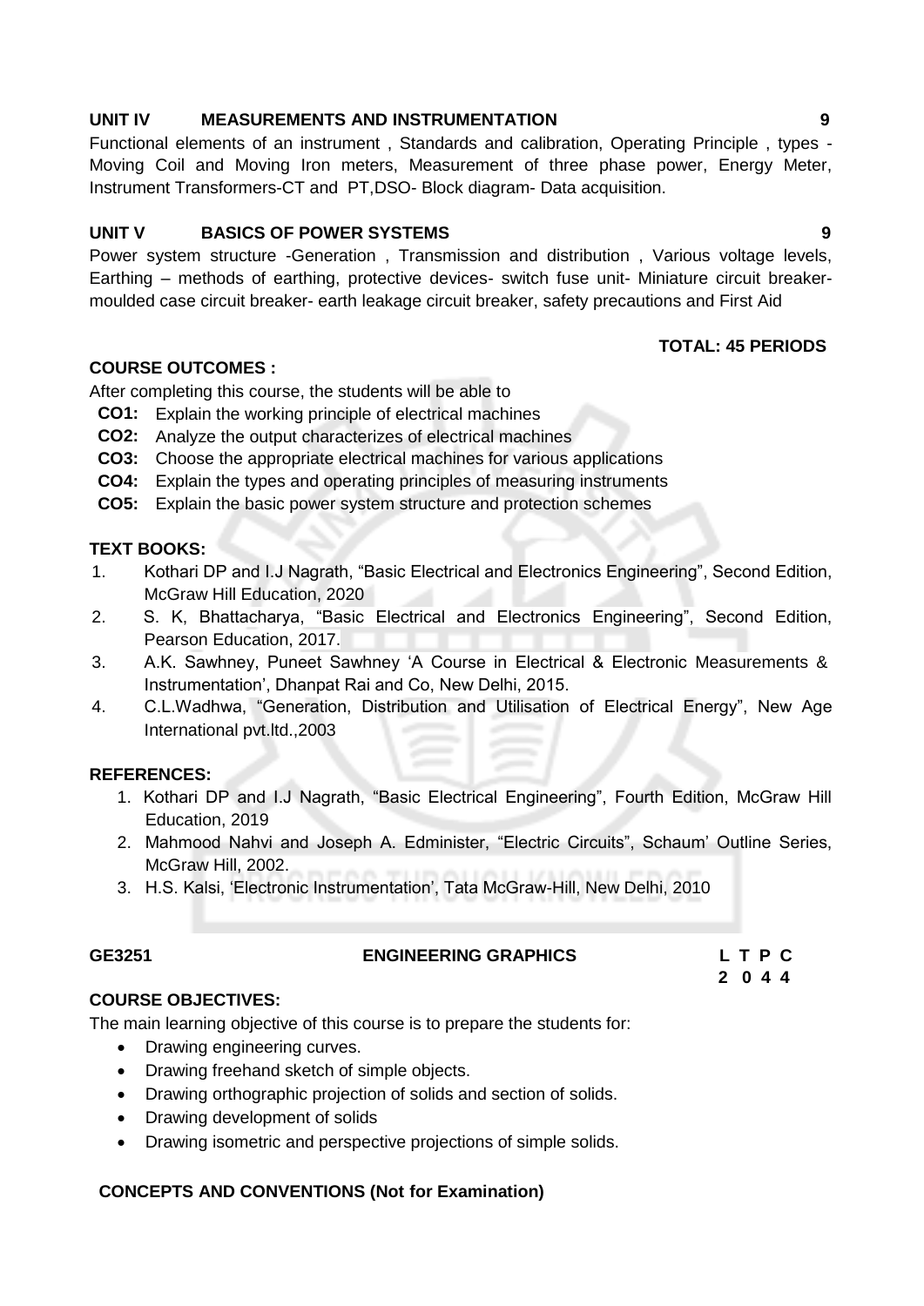**UNIT IV MEASUREMENTS AND INSTRUMENTATION 9**

Functional elements of an instrument , Standards and calibration, Operating Principle , types - Moving Coil and Moving Iron meters, Measurement of three phase power, Energy Meter, Instrument Transformers-CT and PT,DSO- Block diagram- Data acquisition.

**UNIT V BASICS OF POWER SYSTEMS 9**

Power system structure -Generation , Transmission and distribution , Various voltage levels, Earthing – methods of earthing, protective devices- switch fuse unit- Miniature circuit breaker-moulded case circuit breaker- earth leakage circuit breaker, safety precautions and First Aid

**TOTAL: 45 PERIODS**

**COURSE OUTCOMES :**

After completing this course, the students will be able to

- **CO1:** Explain the working principle of electrical machines
- **CO2:** Analyze the output characterizes of electrical machines
- **CO3:** Choose the appropriate electrical machines for various applications
- **CO4:** Explain the types and operating principles of measuring instruments
- **CO5:** Explain the basic power system structure and protection schemes

**TEXT BOOKS:**

1. Kothari DP and I.J Nagrath, "Basic Electrical and Electronics Engineering", Second Edition, McGraw Hill Education, 2020
2. S. K, Bhattacharya, "Basic Electrical and Electronics Engineering", Second Edition, Pearson Education, 2017.
3. A.K. Sawhney, Puneet Sawhney 'A Course in Electrical & Electronic Measurements & Instrumentation', Dhanpat Rai and Co, New Delhi, 2015.
4. C.L.Wadhwa, "Generation, Distribution and Utilisation of Electrical Energy", New Age International pvt.ltd.,2003

**REFERENCES:**

1. Kothari DP and I.J Nagrath, "Basic Electrical Engineering", Fourth Edition, McGraw Hill Education, 2019
2. Mahmood Nahvi and Joseph A. Edminister, "Electric Circuits", Schaum' Outline Series, McGraw Hill, 2002.
3. H.S. Kalsi, 'Electronic Instrumentation', Tata McGraw-Hill, New Delhi, 2010

**GE3251 ENGINEERING GRAPHICS**

| L | T | P | C |
|---|---|---|---|
| 2 | 0 | 4 | 4 |

**COURSE OBJECTIVES:**

The main learning objective of this course is to prepare the students for:

- Drawing engineering curves.
- Drawing freehand sketch of simple objects.
- Drawing orthographic projection of solids and section of solids.
- Drawing development of solids
- Drawing isometric and perspective projections of simple solids.

**CONCEPTS AND CONVENTIONS (Not for Examination)**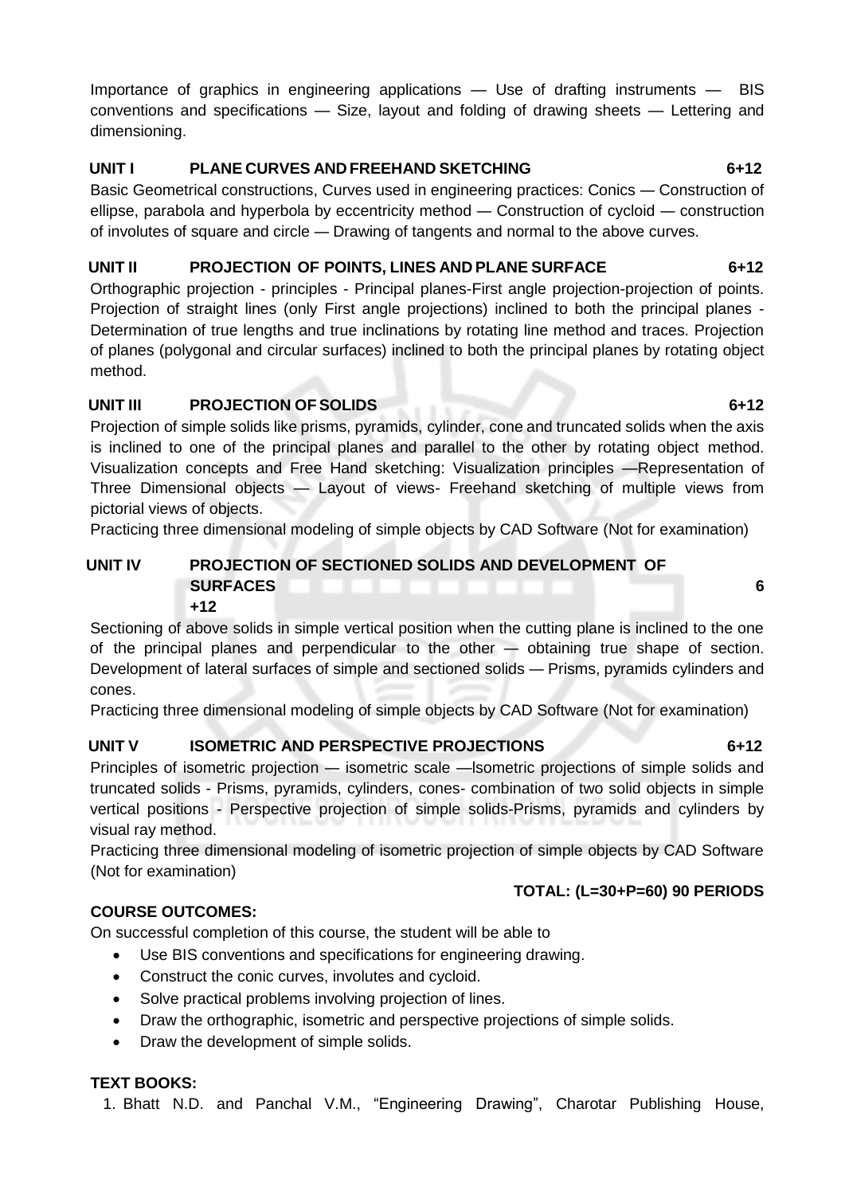Importance of graphics in engineering applications — Use of drafting instruments — BIS conventions and specifications — Size, layout and folding of drawing sheets — Lettering and dimensioning.

### UNIT I PLANE CURVES AND FREEHAND SKETCHING 6+12

Basic Geometrical constructions, Curves used in engineering practices: Conics — Construction of ellipse, parabola and hyperbola by eccentricity method — Construction of cycloid — construction of involutes of square and circle — Drawing of tangents and normal to the above curves.

### UNIT II PROJECTION OF POINTS, LINES AND PLANE SURFACE 6+12

Orthographic projection - principles - Principal planes-First angle projection-projection of points. Projection of straight lines (only First angle projections) inclined to both the principal planes - Determination of true lengths and true inclinations by rotating line method and traces. Projection of planes (polygonal and circular surfaces) inclined to both the principal planes by rotating object method.

### UNIT III PROJECTION OF SOLIDS 6+12

Projection of simple solids like prisms, pyramids, cylinder, cone and truncated solids when the axis is inclined to one of the principal planes and parallel to the other by rotating object method. Visualization concepts and Free Hand sketching: Visualization principles —Representation of Three Dimensional objects — Layout of views- Freehand sketching of multiple views from pictorial views of objects.

Practicing three dimensional modeling of simple objects by CAD Software (Not for examination)

### UNIT IV PROJECTION OF SECTIONED SOLIDS AND DEVELOPMENT OF SURFACES 6 +12

Sectioning of above solids in simple vertical position when the cutting plane is inclined to the one of the principal planes and perpendicular to the other — obtaining true shape of section. Development of lateral surfaces of simple and sectioned solids — Prisms, pyramids cylinders and cones.

Practicing three dimensional modeling of simple objects by CAD Software (Not for examination)

### UNIT V ISOMETRIC AND PERSPECTIVE PROJECTIONS 6+12

Principles of isometric projection — isometric scale —Isometric projections of simple solids and truncated solids - Prisms, pyramids, cylinders, cones- combination of two solid objects in simple vertical positions - Perspective projection of simple solids-Prisms, pyramids and cylinders by visual ray method.

Practicing three dimensional modeling of isometric projection of simple objects by CAD Software (Not for examination)

**TOTAL: (L=30+P=60) 90 PERIODS**

**COURSE OUTCOMES:**

On successful completion of this course, the student will be able to

- Use BIS conventions and specifications for engineering drawing.
- Construct the conic curves, involutes and cycloid.
- Solve practical problems involving projection of lines.
- Draw the orthographic, isometric and perspective projections of simple solids.
- Draw the development of simple solids.

**TEXT BOOKS:**

1. Bhatt N.D. and Panchal V.M., "Engineering Drawing", Charotar Publishing House,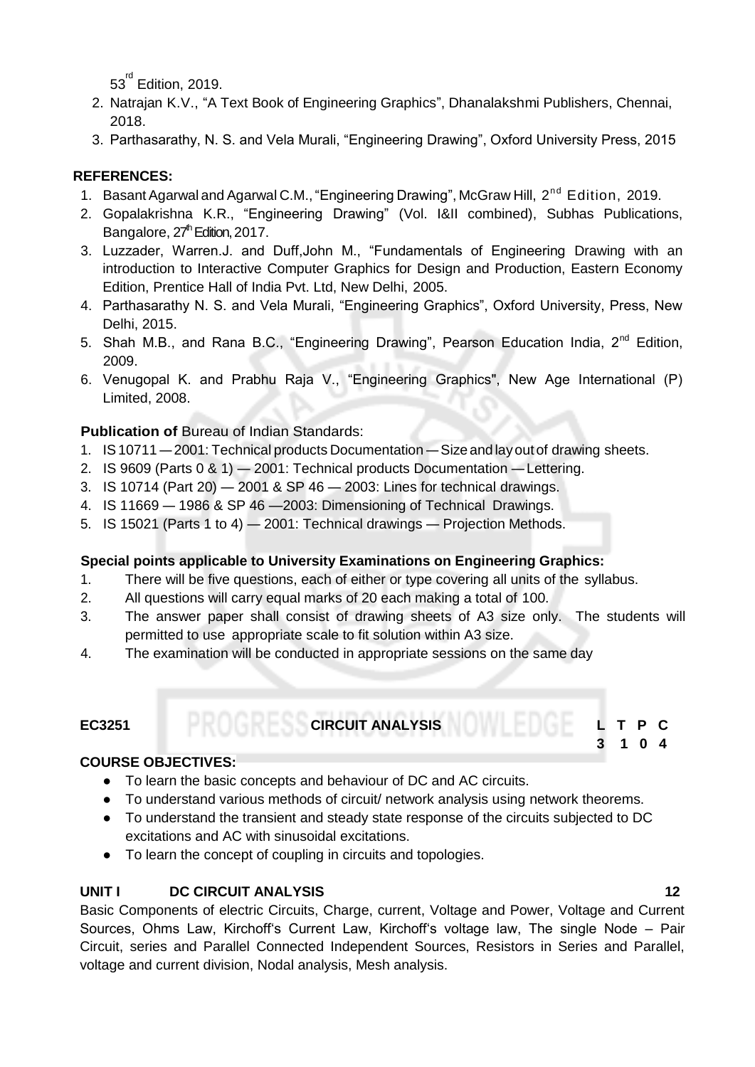53rd Edition, 2019.

2. Natrajan K.V., "A Text Book of Engineering Graphics", Dhanalakshmi Publishers, Chennai, 2018.
3. Parthasarathy, N. S. and Vela Murali, "Engineering Drawing", Oxford University Press, 2015

**REFERENCES:**

1. Basant Agarwal and Agarwal C.M., "Engineering Drawing", McGraw Hill, 2nd Edition, 2019.
2. Gopalakrishna K.R., "Engineering Drawing" (Vol. I&II combined), Subhas Publications, Bangalore, 27th Edition, 2017.
3. Luzzader, Warren.J. and Duff,John M., "Fundamentals of Engineering Drawing with an introduction to Interactive Computer Graphics for Design and Production, Eastern Economy Edition, Prentice Hall of India Pvt. Ltd, New Delhi, 2005.
4. Parthasarathy N. S. and Vela Murali, "Engineering Graphics", Oxford University, Press, New Delhi, 2015.
5. Shah M.B., and Rana B.C., "Engineering Drawing", Pearson Education India, 2nd Edition, 2009.
6. Venugopal K. and Prabhu Raja V., "Engineering Graphics", New Age International (P) Limited, 2008.

**Publication of** Bureau of Indian Standards:

1. IS 10711 — 2001: Technical products Documentation — Size and lay out of drawing sheets.
2. IS 9609 (Parts 0 & 1) — 2001: Technical products Documentation — Lettering.
3. IS 10714 (Part 20) — 2001 & SP 46 — 2003: Lines for technical drawings.
4. IS 11669 — 1986 & SP 46 —2003: Dimensioning of Technical Drawings.
5. IS 15021 (Parts 1 to 4) — 2001: Technical drawings — Projection Methods.

**Special points applicable to University Examinations on Engineering Graphics:**

1. There will be five questions, each of either or type covering all units of the syllabus.
2. All questions will carry equal marks of 20 each making a total of 100.
3. The answer paper shall consist of drawing sheets of A3 size only. The students will permitted to use appropriate scale to fit solution within A3 size.
4. The examination will be conducted in appropriate sessions on the same day

| **EC3251** | **CIRCUIT ANALYSIS** | **L** | **T** | **P** | **C** |
|---|---|---|---|---|---|
| | | **3** | **1** | **0** | **4** |

**COURSE OBJECTIVES:**

- To learn the basic concepts and behaviour of DC and AC circuits.
- To understand various methods of circuit/ network analysis using network theorems.
- To understand the transient and steady state response of the circuits subjected to DC excitations and AC with sinusoidal excitations.
- To learn the concept of coupling in circuits and topologies.

**UNIT I DC CIRCUIT ANALYSIS 12**

Basic Components of electric Circuits, Charge, current, Voltage and Power, Voltage and Current Sources, Ohms Law, Kirchoff's Current Law, Kirchoff's voltage law, The single Node – Pair Circuit, series and Parallel Connected Independent Sources, Resistors in Series and Parallel, voltage and current division, Nodal analysis, Mesh analysis.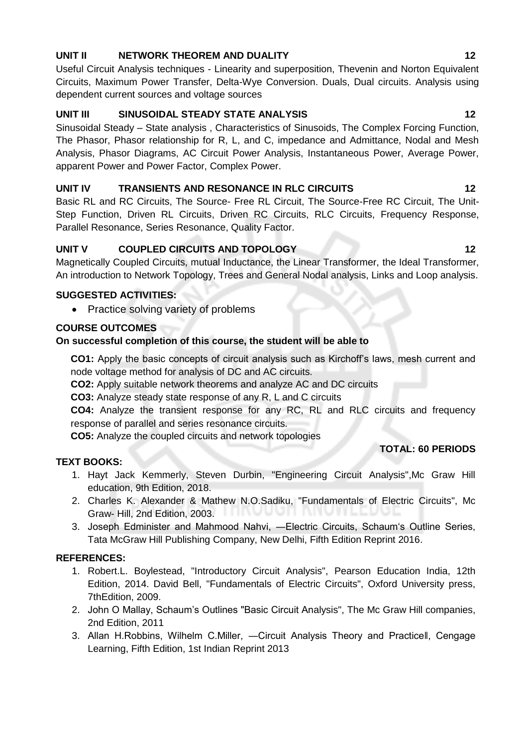**UNIT II NETWORK THEOREM AND DUALITY 12**

Useful Circuit Analysis techniques - Linearity and superposition, Thevenin and Norton Equivalent Circuits, Maximum Power Transfer, Delta-Wye Conversion. Duals, Dual circuits. Analysis using dependent current sources and voltage sources

**UNIT III SINUSOIDAL STEADY STATE ANALYSIS 12**

Sinusoidal Steady – State analysis , Characteristics of Sinusoids, The Complex Forcing Function, The Phasor, Phasor relationship for R, L, and C, impedance and Admittance, Nodal and Mesh Analysis, Phasor Diagrams, AC Circuit Power Analysis, Instantaneous Power, Average Power, apparent Power and Power Factor, Complex Power.

**UNIT IV TRANSIENTS AND RESONANCE IN RLC CIRCUITS 12**

Basic RL and RC Circuits, The Source- Free RL Circuit, The Source-Free RC Circuit, The Unit-Step Function, Driven RL Circuits, Driven RC Circuits, RLC Circuits, Frequency Response, Parallel Resonance, Series Resonance, Quality Factor.

**UNIT V COUPLED CIRCUITS AND TOPOLOGY 12**

Magnetically Coupled Circuits, mutual Inductance, the Linear Transformer, the Ideal Transformer, An introduction to Network Topology, Trees and General Nodal analysis, Links and Loop analysis.

**SUGGESTED ACTIVITIES:**

- Practice solving variety of problems

**COURSE OUTCOMES**

**On successful completion of this course, the student will be able to**

**CO1:** Apply the basic concepts of circuit analysis such as Kirchoff's laws, mesh current and node voltage method for analysis of DC and AC circuits.

**CO2:** Apply suitable network theorems and analyze AC and DC circuits

**CO3:** Analyze steady state response of any R, L and C circuits

**CO4:** Analyze the transient response for any RC, RL and RLC circuits and frequency response of parallel and series resonance circuits.

**CO5:** Analyze the coupled circuits and network topologies

**TOTAL: 60 PERIODS**

**TEXT BOOKS:**

1. Hayt Jack Kemmerly, Steven Durbin, "Engineering Circuit Analysis",Mc Graw Hill education, 9th Edition, 2018.
2. Charles K. Alexander & Mathew N.O.Sadiku, "Fundamentals of Electric Circuits", Mc Graw- Hill, 2nd Edition, 2003.
3. Joseph Edminister and Mahmood Nahvi, ―Electric Circuits, Schaum's Outline Series, Tata McGraw Hill Publishing Company, New Delhi, Fifth Edition Reprint 2016.

**REFERENCES:**

1. Robert.L. Boylestead, "Introductory Circuit Analysis", Pearson Education India, 12th Edition, 2014. David Bell, "Fundamentals of Electric Circuits", Oxford University press, 7thEdition, 2009.
2. John O Mallay, Schaum's Outlines "Basic Circuit Analysis", The Mc Graw Hill companies, 2nd Edition, 2011
3. Allan H.Robbins, Wilhelm C.Miller, ―Circuit Analysis Theory and Practice‖, Cengage Learning, Fifth Edition, 1st Indian Reprint 2013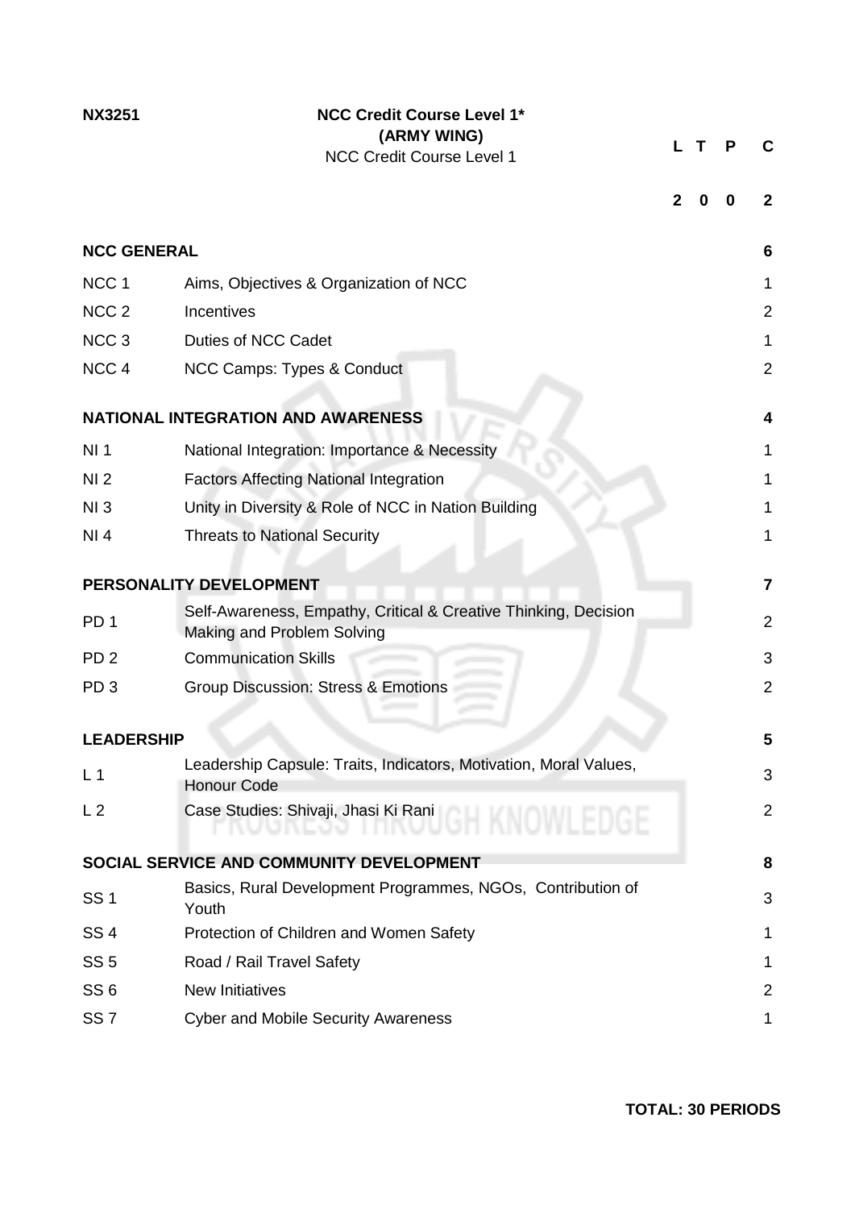**NX3251** **NCC Credit Course Level 1***
**(ARMY WING)**
NCC Credit Course Level 1

| L | T | P | C |
|---|---|---|---|
| 2 | 0 | 0 | 2 |

| | | |
|---|---|---|
| **NCC GENERAL** | | **6** |
| NCC 1 | Aims, Objectives & Organization of NCC | 1 |
| NCC 2 | Incentives | 2 |
| NCC 3 | Duties of NCC Cadet | 1 |
| NCC 4 | NCC Camps: Types & Conduct | 2 |
| **NATIONAL INTEGRATION AND AWARENESS** | | **4** |
| NI 1 | National Integration: Importance & Necessity | 1 |
| NI 2 | Factors Affecting National Integration | 1 |
| NI 3 | Unity in Diversity & Role of NCC in Nation Building | 1 |
| NI 4 | Threats to National Security | 1 |
| **PERSONALITY DEVELOPMENT** | | **7** |
| PD 1 | Self-Awareness, Empathy, Critical & Creative Thinking, Decision Making and Problem Solving | 2 |
| PD 2 | Communication Skills | 3 |
| PD 3 | Group Discussion: Stress & Emotions | 2 |
| **LEADERSHIP** | | **5** |
| L 1 | Leadership Capsule: Traits, Indicators, Motivation, Moral Values, Honour Code | 3 |
| L 2 | Case Studies: Shivaji, Jhasi Ki Rani | 2 |
| **SOCIAL SERVICE AND COMMUNITY DEVELOPMENT** | | **8** |
| SS 1 | Basics, Rural Development Programmes, NGOs, Contribution of Youth | 3 |
| SS 4 | Protection of Children and Women Safety | 1 |
| SS 5 | Road / Rail Travel Safety | 1 |
| SS 6 | New Initiatives | 2 |
| SS 7 | Cyber and Mobile Security Awareness | 1 |

**TOTAL: 30 PERIODS**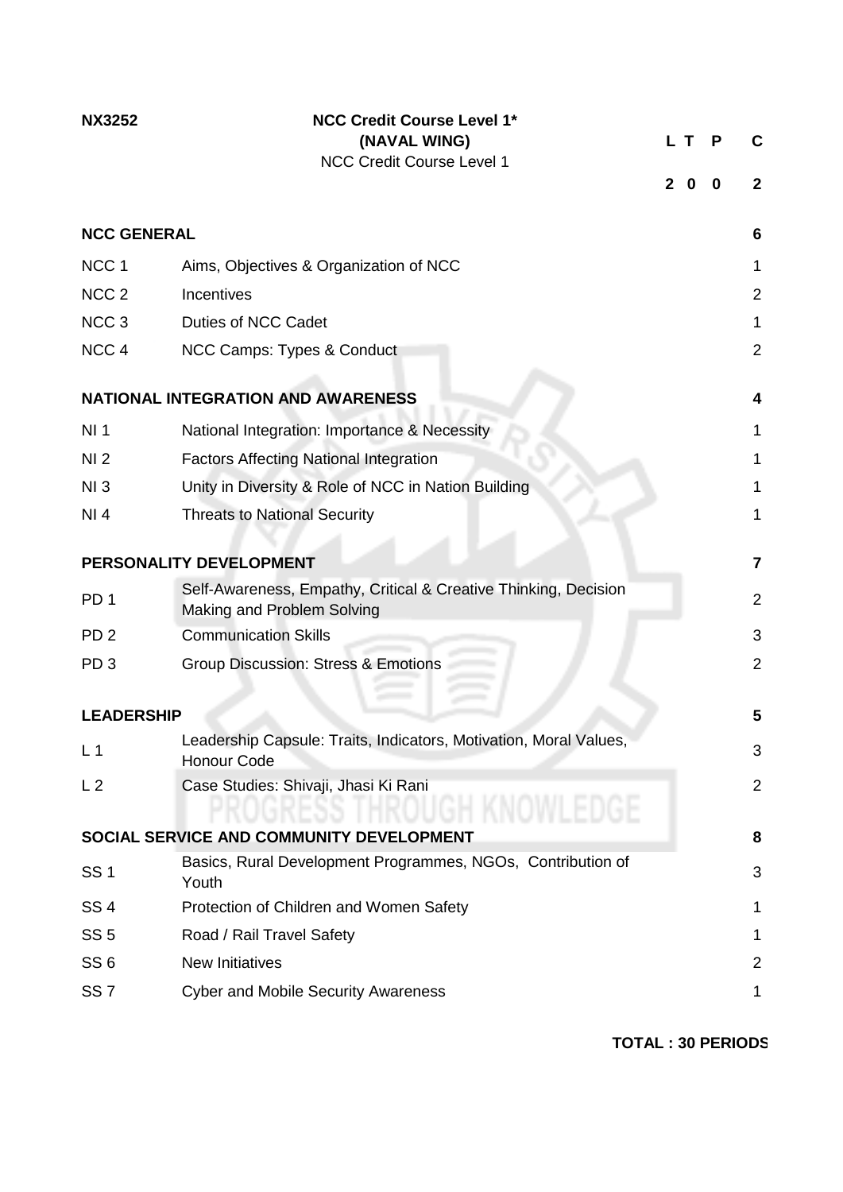| NX3252 | NCC Credit Course Level 1* (NAVAL WING) NCC Credit Course Level 1 | L | T | P | C |
|---|---|---|---|---|---|
| | | 2 | 0 | 0 | 2 |

| | | |
|---|---|---|
| **NCC GENERAL** | | **6** |
| NCC 1 | Aims, Objectives & Organization of NCC | 1 |
| NCC 2 | Incentives | 2 |
| NCC 3 | Duties of NCC Cadet | 1 |
| NCC 4 | NCC Camps: Types & Conduct | 2 |
| **NATIONAL INTEGRATION AND AWARENESS** | | **4** |
| NI 1 | National Integration: Importance & Necessity | 1 |
| NI 2 | Factors Affecting National Integration | 1 |
| NI 3 | Unity in Diversity & Role of NCC in Nation Building | 1 |
| NI 4 | Threats to National Security | 1 |
| **PERSONALITY DEVELOPMENT** | | **7** |
| PD 1 | Self-Awareness, Empathy, Critical & Creative Thinking, Decision Making and Problem Solving | 2 |
| PD 2 | Communication Skills | 3 |
| PD 3 | Group Discussion: Stress & Emotions | 2 |
| **LEADERSHIP** | | **5** |
| L 1 | Leadership Capsule: Traits, Indicators, Motivation, Moral Values, Honour Code | 3 |
| L 2 | Case Studies: Shivaji, Jhasi Ki Rani | 2 |
| **SOCIAL SERVICE AND COMMUNITY DEVELOPMENT** | | **8** |
| SS 1 | Basics, Rural Development Programmes, NGOs, Contribution of Youth | 3 |
| SS 4 | Protection of Children and Women Safety | 1 |
| SS 5 | Road / Rail Travel Safety | 1 |
| SS 6 | New Initiatives | 2 |
| SS 7 | Cyber and Mobile Security Awareness | 1 |

**TOTAL : 30 PERIODS**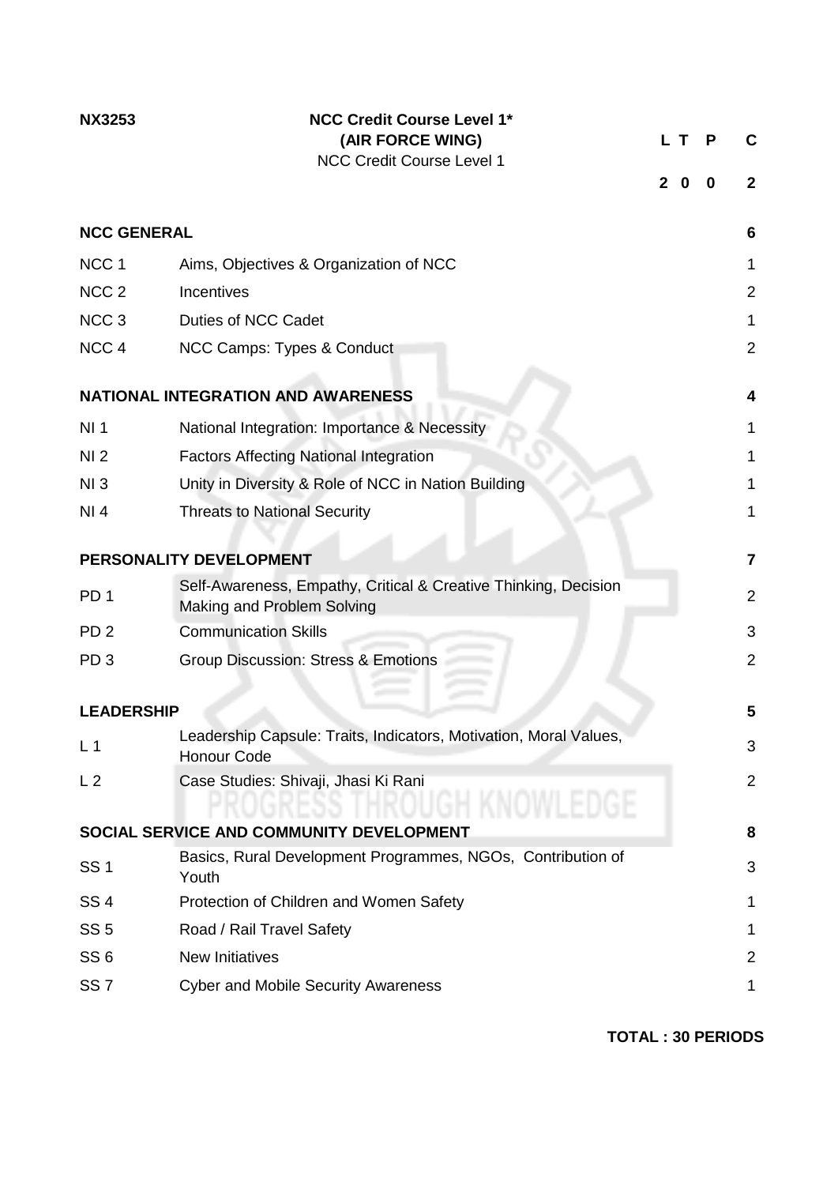**NX3253** **NCC Credit Course Level 1***
**(AIR FORCE WING)**
NCC Credit Course Level 1

| L | T | P | C |
|---|---|---|---|
| 2 | 0 | 0 | 2 |

| | | |
|---|---|---|
| **NCC GENERAL** | | **6** |
| NCC 1 | Aims, Objectives & Organization of NCC | 1 |
| NCC 2 | Incentives | 2 |
| NCC 3 | Duties of NCC Cadet | 1 |
| NCC 4 | NCC Camps: Types & Conduct | 2 |
| **NATIONAL INTEGRATION AND AWARENESS** | | **4** |
| NI 1 | National Integration: Importance & Necessity | 1 |
| NI 2 | Factors Affecting National Integration | 1 |
| NI 3 | Unity in Diversity & Role of NCC in Nation Building | 1 |
| NI 4 | Threats to National Security | 1 |
| **PERSONALITY DEVELOPMENT** | | **7** |
| PD 1 | Self-Awareness, Empathy, Critical & Creative Thinking, Decision Making and Problem Solving | 2 |
| PD 2 | Communication Skills | 3 |
| PD 3 | Group Discussion: Stress & Emotions | 2 |
| **LEADERSHIP** | | **5** |
| L 1 | Leadership Capsule: Traits, Indicators, Motivation, Moral Values, Honour Code | 3 |
| L 2 | Case Studies: Shivaji, Jhasi Ki Rani | 2 |
| **SOCIAL SERVICE AND COMMUNITY DEVELOPMENT** | | **8** |
| SS 1 | Basics, Rural Development Programmes, NGOs, Contribution of Youth | 3 |
| SS 4 | Protection of Children and Women Safety | 1 |
| SS 5 | Road / Rail Travel Safety | 1 |
| SS 6 | New Initiatives | 2 |
| SS 7 | Cyber and Mobile Security Awareness | 1 |

**TOTAL : 30 PERIODS**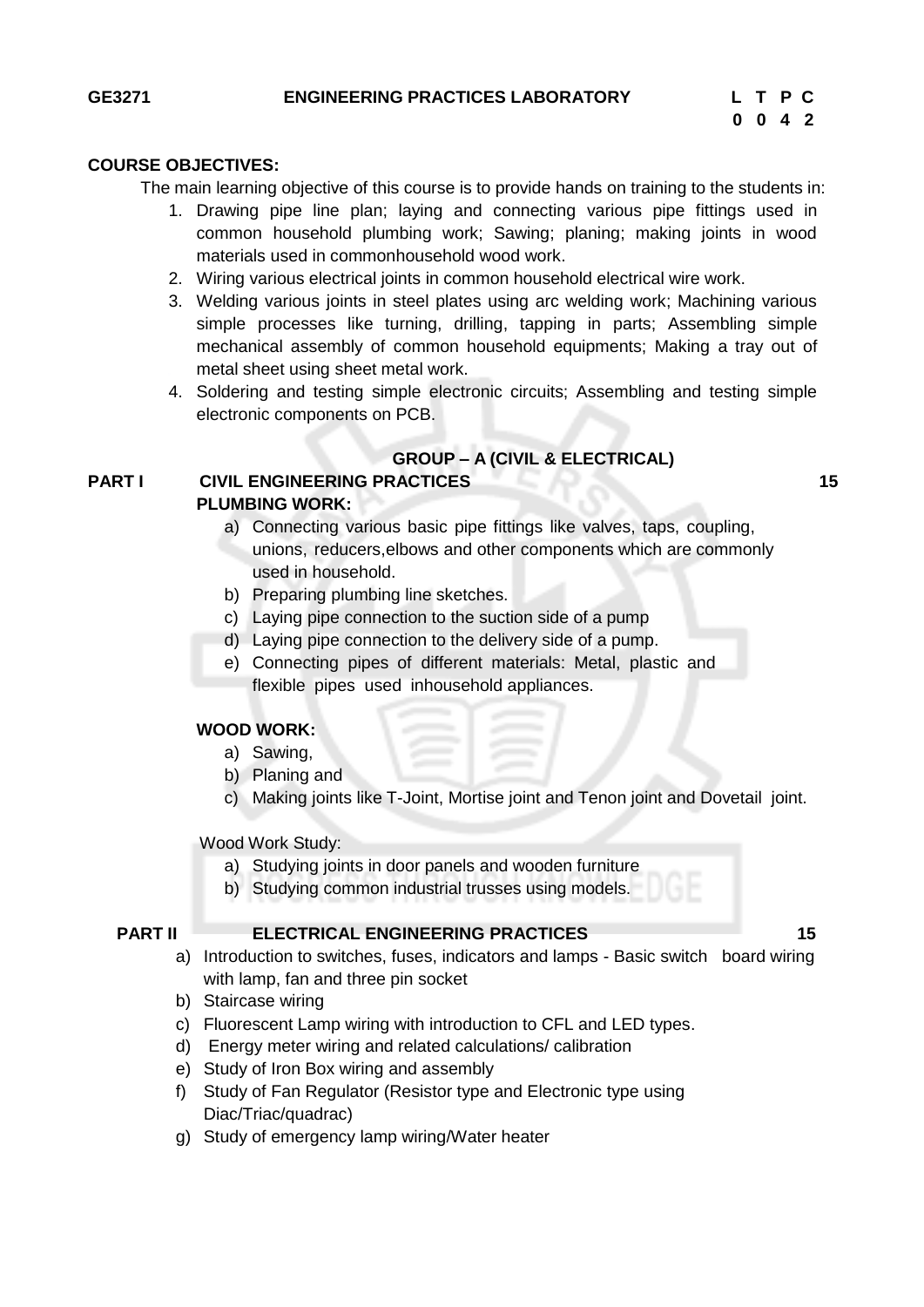**GE3271 ENGINEERING PRACTICES LABORATORY**

| L | T | P | C |
|---|---|---|---|
| 0 | 0 | 4 | 2 |

**COURSE OBJECTIVES:**

The main learning objective of this course is to provide hands on training to the students in:

1. Drawing pipe line plan; laying and connecting various pipe fittings used in common household plumbing work; Sawing; planing; making joints in wood materials used in commonhousehold wood work.
2. Wiring various electrical joints in common household electrical wire work.
3. Welding various joints in steel plates using arc welding work; Machining various simple processes like turning, drilling, tapping in parts; Assembling simple mechanical assembly of common household equipments; Making a tray out of metal sheet using sheet metal work.
4. Soldering and testing simple electronic circuits; Assembling and testing simple electronic components on PCB.

**GROUP – A (CIVIL & ELECTRICAL)**

**PART I CIVIL ENGINEERING PRACTICES** **15**

**PLUMBING WORK:**

a) Connecting various basic pipe fittings like valves, taps, coupling, unions, reducers,elbows and other components which are commonly used in household.
b) Preparing plumbing line sketches.
c) Laying pipe connection to the suction side of a pump
d) Laying pipe connection to the delivery side of a pump.
e) Connecting pipes of different materials: Metal, plastic and flexible pipes used inhousehold appliances.

**WOOD WORK:**

a) Sawing,
b) Planing and
c) Making joints like T-Joint, Mortise joint and Tenon joint and Dovetail joint.

Wood Work Study:

a) Studying joints in door panels and wooden furniture
b) Studying common industrial trusses using models.

**PART II ELECTRICAL ENGINEERING PRACTICES** **15**

a) Introduction to switches, fuses, indicators and lamps - Basic switch board wiring with lamp, fan and three pin socket
b) Staircase wiring
c) Fluorescent Lamp wiring with introduction to CFL and LED types.
d) Energy meter wiring and related calculations/ calibration
e) Study of Iron Box wiring and assembly
f) Study of Fan Regulator (Resistor type and Electronic type using Diac/Triac/quadrac)
g) Study of emergency lamp wiring/Water heater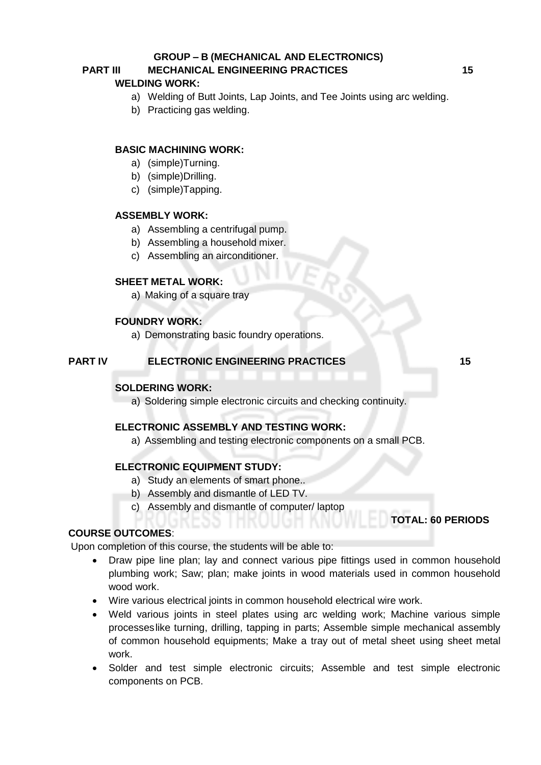## GROUP – B (MECHANICAL AND ELECTRONICS)

### PART III MECHANICAL ENGINEERING PRACTICES 15

**WELDING WORK:**

a) Welding of Butt Joints, Lap Joints, and Tee Joints using arc welding.
b) Practicing gas welding.

**BASIC MACHINING WORK:**

a) (simple)Turning.
b) (simple)Drilling.
c) (simple)Tapping.

**ASSEMBLY WORK:**

a) Assembling a centrifugal pump.
b) Assembling a household mixer.
c) Assembling an airconditioner.

**SHEET METAL WORK:**

a) Making of a square tray

**FOUNDRY WORK:**

a) Demonstrating basic foundry operations.

### PART IV ELECTRONIC ENGINEERING PRACTICES 15

**SOLDERING WORK:**

a) Soldering simple electronic circuits and checking continuity.

**ELECTRONIC ASSEMBLY AND TESTING WORK:**

a) Assembling and testing electronic components on a small PCB.

**ELECTRONIC EQUIPMENT STUDY:**

a) Study an elements of smart phone..
b) Assembly and dismantle of LED TV.
c) Assembly and dismantle of computer/ laptop

**TOTAL: 60 PERIODS**

**COURSE OUTCOMES**:

Upon completion of this course, the students will be able to:

- Draw pipe line plan; lay and connect various pipe fittings used in common household plumbing work; Saw; plan; make joints in wood materials used in common household wood work.
- Wire various electrical joints in common household electrical wire work.
- Weld various joints in steel plates using arc welding work; Machine various simple processeslike turning, drilling, tapping in parts; Assemble simple mechanical assembly of common household equipments; Make a tray out of metal sheet using sheet metal work.
- Solder and test simple electronic circuits; Assemble and test simple electronic components on PCB.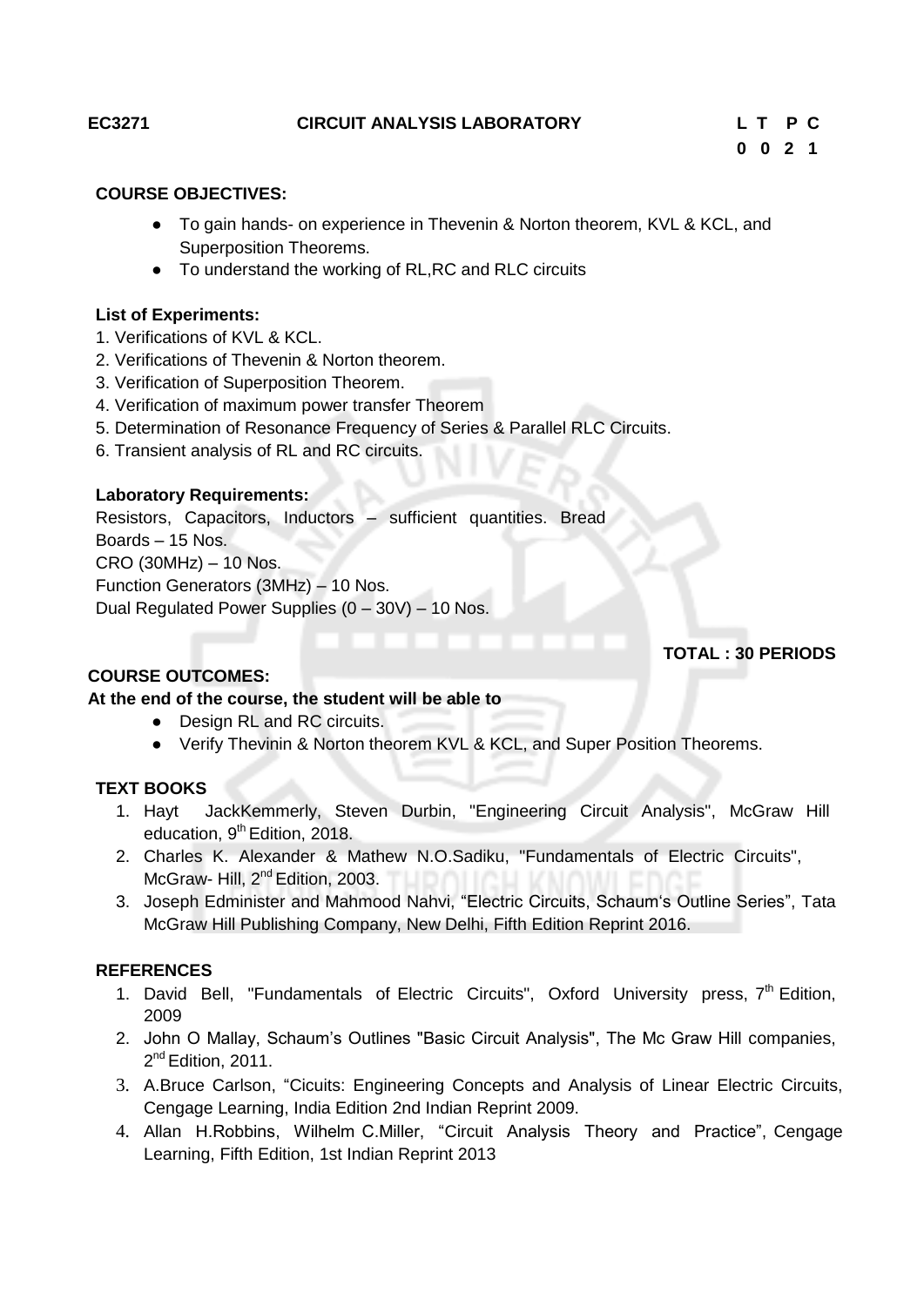**EC3271 CIRCUIT ANALYSIS LABORATORY**

| L | T | P | C |
| --- | --- | --- | --- |
| 0 | 0 | 2 | 1 |

**COURSE OBJECTIVES:**

- To gain hands- on experience in Thevenin & Norton theorem, KVL & KCL, and Superposition Theorems.
- To understand the working of RL,RC and RLC circuits

**List of Experiments:**

1. Verifications of KVL & KCL.
2. Verifications of Thevenin & Norton theorem.
3. Verification of Superposition Theorem.
4. Verification of maximum power transfer Theorem
5. Determination of Resonance Frequency of Series & Parallel RLC Circuits.
6. Transient analysis of RL and RC circuits.

**Laboratory Requirements:**

Resistors, Capacitors, Inductors – sufficient quantities. Bread Boards – 15 Nos.
CRO (30MHz) – 10 Nos.
Function Generators (3MHz) – 10 Nos.
Dual Regulated Power Supplies (0 – 30V) – 10 Nos.

**TOTAL : 30 PERIODS**

**COURSE OUTCOMES:**

**At the end of the course, the student will be able to**

- Design RL and RC circuits.
- Verify Thevinin & Norton theorem KVL & KCL, and Super Position Theorems.

**TEXT BOOKS**

1. Hayt JackKemmerly, Steven Durbin, "Engineering Circuit Analysis", McGraw Hill education, 9th Edition, 2018.
2. Charles K. Alexander & Mathew N.O.Sadiku, "Fundamentals of Electric Circuits", McGraw- Hill, 2nd Edition, 2003.
3. Joseph Edminister and Mahmood Nahvi, "Electric Circuits, Schaum's Outline Series", Tata McGraw Hill Publishing Company, New Delhi, Fifth Edition Reprint 2016.

**REFERENCES**

1. David Bell, "Fundamentals of Electric Circuits", Oxford University press, 7th Edition, 2009
2. John O Mallay, Schaum's Outlines "Basic Circuit Analysis", The Mc Graw Hill companies, 2nd Edition, 2011.
3. A.Bruce Carlson, "Cicuits: Engineering Concepts and Analysis of Linear Electric Circuits, Cengage Learning, India Edition 2nd Indian Reprint 2009.
4. Allan H.Robbins, Wilhelm C.Miller, "Circuit Analysis Theory and Practice", Cengage Learning, Fifth Edition, 1st Indian Reprint 2013